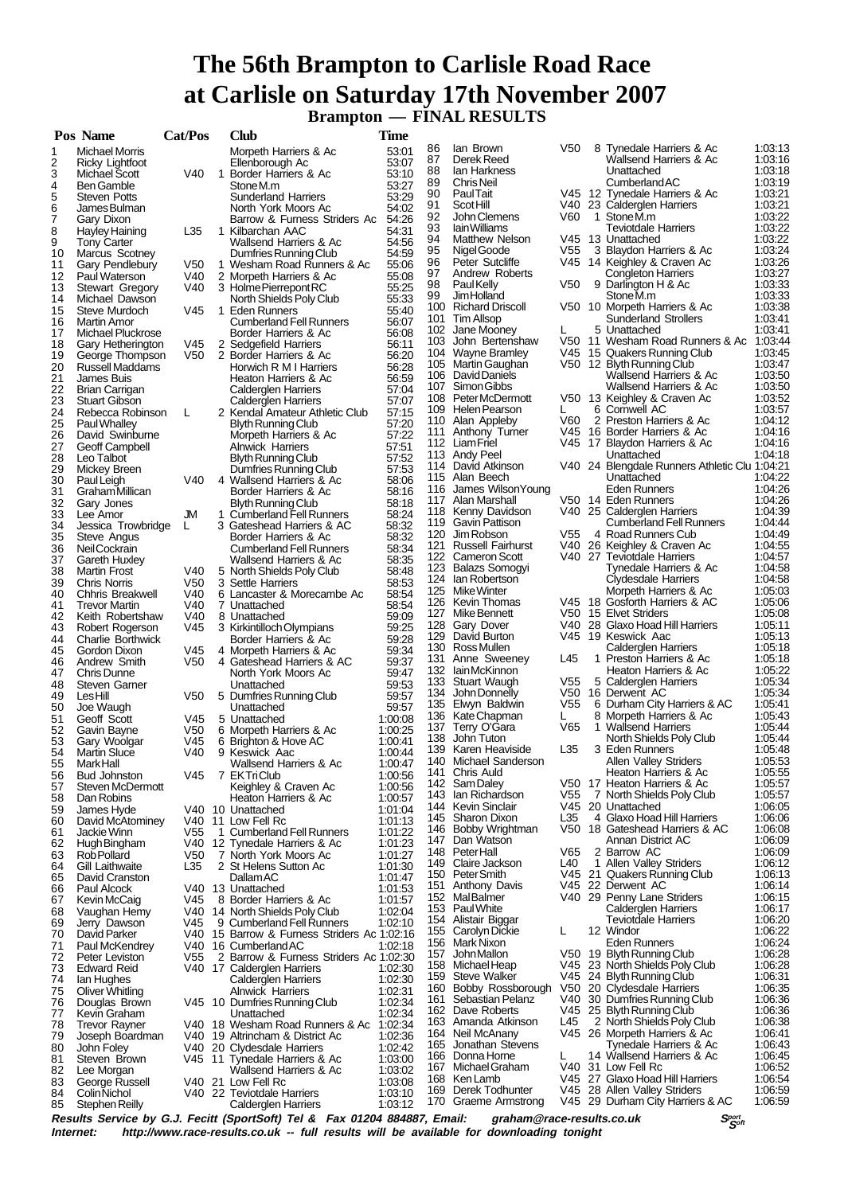# The 56th Brampton to Carlisle Road Race at Carlisle on Saturday 17th November 2007

## Brampton — FINAL RESULTS

| Pos | Name | Cat/Pos | | Club | Time |
|---|---|---|---|---|---|
| 1 | Michael Morris | | | Morpeth Harriers & Ac | 53:01 |
| 2 | Ricky Lightfoot | | | Ellenborough Ac | 53:07 |
| 3 | Michael Scott | V40 | 1 | Border Harriers & Ac | 53:10 |
| 4 | Ben Gamble | | | Stone M.m | 53:27 |
| 5 | Steven Potts | | | Sunderland Harriers | 53:29 |
| 6 | James Bulman | | | North York Moors Ac | 54:02 |
| 7 | Gary Dixon | | | Barrow & Furness Striders Ac | 54:26 |
| 8 | Hayley Haining | L35 | 1 | Kilbarchan AAC | 54:31 |
| 9 | Tony Carter | | | Wallsend Harriers & Ac | 54:56 |
| 10 | Marcus Scotney | | | Dumfries Running Club | 54:59 |
| 11 | Gary Pendlebury | V50 | 1 | Wesham Road Runners & Ac | 55:06 |
| 12 | Paul Waterson | V40 | 2 | Morpeth Harriers & Ac | 55:08 |
| 13 | Stewart Gregory | V40 | 3 | Holme Pierrepont RC | 55:25 |
| 14 | Michael Dawson | | | North Shields Poly Club | 55:33 |
| 15 | Steve Murdoch | V45 | 1 | Eden Runners | 55:40 |
| 16 | Martin Amor | | | Cumberland Fell Runners | 56:07 |
| 17 | Michael Pluckrose | | | Border Harriers & Ac | 56:08 |
| 18 | Gary Hetherington | V45 | 2 | Sedgefield Harriers | 56:11 |
| 19 | George Thompson | V50 | 2 | Border Harriers & Ac | 56:20 |
| 20 | Russell Maddams | | | Horwich R M I Harriers | 56:28 |
| 21 | James Buis | | | Heaton Harriers & Ac | 56:59 |
| 22 | Brian Carrigan | | | Calderglen Harriers | 57:04 |
| 23 | Stuart Gibson | | | Calderglen Harriers | 57:07 |
| 24 | Rebecca Robinson | L | 2 | Kendal Amateur Athletic Club | 57:15 |
| 25 | Paul Whalley | | | Blyth Running Club | 57:20 |
| 26 | David Swinburne | | | Morpeth Harriers & Ac | 57:22 |
| 27 | Geoff Campbell | | | Alnwick Harriers | 57:51 |
| 28 | Leo Talbot | | | Blyth Running Club | 57:52 |
| 29 | Mickey Breen | | | Dumfries Running Club | 57:53 |
| 30 | Paul Leigh | V40 | 4 | Wallsend Harriers & Ac | 58:06 |
| 31 | Graham Millican | | | Border Harriers & Ac | 58:16 |
| 32 | Gary Jones | | | Blyth Running Club | 58:18 |
| 33 | Lee Amor | JM | 1 | Cumberland Fell Runners | 58:24 |
| 34 | Jessica Trowbridge | L | 3 | Gateshead Harriers & AC | 58:32 |
| 35 | Steve Angus | | | Border Harriers & Ac | 58:32 |
| 36 | Neil Cockrain | | | Cumberland Fell Runners | 58:34 |
| 37 | Gareth Huxley | | | Wallsend Harriers & Ac | 58:35 |
| 38 | Martin Frost | V40 | 5 | North Shields Poly Club | 58:48 |
| 39 | Chris Norris | V50 | 3 | Settle Harriers | 58:53 |
| 40 | Chhris Breakwell | V40 | 6 | Lancaster & Morecambe Ac | 58:54 |
| 41 | Trevor Martin | V40 | 7 | Unattached | 58:54 |
| 42 | Keith Robertshaw | V40 | 8 | Unattached | 59:09 |
| 43 | Robert Rogerson | V45 | 3 | Kirkintilloch Olympians | 59:25 |
| 44 | Charlie Borthwick | | | Border Harriers & Ac | 59:28 |
| 45 | Gordon Dixon | V45 | 4 | Morpeth Harriers & Ac | 59:34 |
| 46 | Andrew Smith | V50 | 4 | Gateshead Harriers & AC | 59:37 |
| 47 | Chris Dunne | | | North York Moors Ac | 59:47 |
| 48 | Steven Garner | | | Unattached | 59:53 |
| 49 | Les Hill | V50 | 5 | Dumfries Running Club | 59:57 |
| 50 | Joe Waugh | | | Unattached | 59:57 |
| 51 | Geoff Scott | V45 | 5 | Unattached | 1:00:08 |
| 52 | Gavin Bayne | V50 | 6 | Morpeth Harriers & Ac | 1:00:25 |
| 53 | Gary Woolgar | V45 | 6 | Brighton & Hove AC | 1:00:41 |
| 54 | Martin Sluce | V40 | 9 | Keswick Aac | 1:00:44 |
| 55 | Mark Hall | | | Wallsend Harriers & Ac | 1:00:47 |
| 56 | Bud Johnston | V45 | 7 | EK Tri Club | 1:00:56 |
| 57 | Steven McDermott | | | Keighley & Craven Ac | 1:00:56 |
| 58 | Dan Robins | | | Heaton Harriers & Ac | 1:00:57 |
| 59 | James Hyde | V40 | 10 | Unattached | 1:01:04 |
| 60 | David McAtominey | V40 | 11 | Low Fell Rc | 1:01:13 |
| 61 | Jackie Winn | V55 | 1 | Cumberland Fell Runners | 1:01:22 |
| 62 | Hugh Bingham | V40 | 12 | Tynedale Harriers & Ac | 1:01:23 |
| 63 | Rob Pollard | V50 | 7 | North York Moors Ac | 1:01:27 |
| 64 | Gill Laithwaite | L35 | 2 | St Helens Sutton Ac | 1:01:30 |
| 65 | David Cranston | | | Dallam AC | 1:01:47 |
| 66 | Paul Alcock | V40 | 13 | Unattached | 1:01:53 |
| 67 | Kevin McCaig | V45 | 8 | Border Harriers & Ac | 1:01:57 |
| 68 | Vaughan Hemy | V40 | 14 | North Shields Poly Club | 1:02:04 |
| 69 | Jerry Dawson | V45 | 9 | Cumberland Fell Runners | 1:02:10 |
| 70 | David Parker | V40 | 15 | Barrow & Furness Striders Ac | 1:02:16 |
| 71 | Paul McKendrey | V40 | 16 | Cumberland AC | 1:02:18 |
| 72 | Peter Leviston | V55 | 2 | Barrow & Furness Striders Ac | 1:02:30 |
| 73 | Edward Reid | V40 | 17 | Calderglen Harriers | 1:02:30 |
| 74 | Ian Hughes | | | Calderglen Harriers | 1:02:30 |
| 75 | Oliver Whitling | | | Alnwick Harriers | 1:02:31 |
| 76 | Douglas Brown | V45 | 10 | Dumfries Running Club | 1:02:34 |
| 77 | Kevin Graham | | | Unattached | 1:02:34 |
| 78 | Trevor Rayner | V40 | 18 | Wesham Road Runners & Ac | 1:02:34 |
| 79 | Joseph Boardman | V40 | 19 | Altrincham & District Ac | 1:02:36 |
| 80 | John Foley | V40 | 20 | Clydesdale Harriers | 1:02:42 |
| 81 | Steven Brown | V45 | 11 | Tynedale Harriers & Ac | 1:03:00 |
| 82 | Lee Morgan | | | Wallsend Harriers & Ac | 1:03:02 |
| 83 | George Russell | V40 | 21 | Low Fell Rc | 1:03:08 |
| 84 | Colin Nichol | V40 | 22 | Teviotdale Harriers | 1:03:10 |
| 85 | Stephen Reilly | | | Calderglen Harriers | 1:03:12 |
| 86 | Ian Brown | V50 | 8 | Tynedale Harriers & Ac | 1:03:13 |
| 87 | Derek Reed | | | Wallsend Harriers & Ac | 1:03:16 |
| 88 | Ian Harkness | | | Unattached | 1:03:18 |
| 89 | Chris Neil | | | Cumberland AC | 1:03:19 |
| 90 | Paul Tait | V45 | 12 | Tynedale Harriers & Ac | 1:03:21 |
| 91 | Scot Hill | V40 | 23 | Calderglen Harriers | 1:03:21 |
| 92 | John Clemens | V60 | 1 | Stone M.m | 1:03:22 |
| 93 | Iain Williams | | | Teviotdale Harriers | 1:03:22 |
| 94 | Matthew Nelson | V45 | 13 | Unattached | 1:03:22 |
| 95 | Nigel Goode | V55 | 3 | Blaydon Harriers & Ac | 1:03:24 |
| 96 | Peter Sutcliffe | V45 | 14 | Keighley & Craven Ac | 1:03:26 |
| 97 | Andrew Roberts | | | Congleton Harriers | 1:03:27 |
| 98 | Paul Kelly | V50 | 9 | Darlington H & Ac | 1:03:33 |
| 99 | Jim Holland | | | Stone M.m | 1:03:33 |
| 100 | Richard Driscoll | V50 | 10 | Morpeth Harriers & Ac | 1:03:38 |
| 101 | Tim Allsop | | | Sunderland Strollers | 1:03:41 |
| 102 | Jane Mooney | L | 5 | Unattached | 1:03:41 |
| 103 | John Bertenshaw | V50 | 11 | Wesham Road Runners & Ac | 1:03:44 |
| 104 | Wayne Bramley | V45 | 15 | Quakers Running Club | 1:03:45 |
| 105 | Martin Gaughan | V50 | 12 | Blyth Running Club | 1:03:47 |
| 106 | David Daniels | | | Wallsend Harriers & Ac | 1:03:50 |
| 107 | Simon Gibbs | | | Wallsend Harriers & Ac | 1:03:50 |
| 108 | Peter McDermott | V50 | 13 | Keighley & Craven Ac | 1:03:52 |
| 109 | Helen Pearson | L | 6 | Cornwell AC | 1:03:57 |
| 110 | Alan Appleby | V60 | 2 | Preston Harriers & Ac | 1:04:12 |
| 111 | Anthony Turner | V45 | 16 | Border Harriers & Ac | 1:04:16 |
| 112 | Liam Friel | V45 | 17 | Blaydon Harriers & Ac | 1:04:16 |
| 113 | Andy Peel | | | Unattached | 1:04:18 |
| 114 | David Atkinson | V40 | 24 | Blengdale Runners Athletic Clu | 1:04:21 |
| 115 | Alan Beech | | | Unattached | 1:04:22 |
| 116 | James Wilson Young | | | Eden Runners | 1:04:26 |
| 117 | Alan Marshall | V50 | 14 | Eden Runners | 1:04:26 |
| 118 | Kenny Davidson | V40 | 25 | Calderglen Harriers | 1:04:39 |
| 119 | Gavin Pattison | | | Cumberland Fell Runners | 1:04:44 |
| 120 | Jim Robson | V55 | 4 | Road Runners Cub | 1:04:49 |
| 121 | Russell Fairhurst | V40 | 26 | Keighley & Craven Ac | 1:04:55 |
| 122 | Cameron Scott | V40 | 27 | Teviotdale Harriers | 1:04:57 |
| 123 | Balazs Somogyi | | | Tynedale Harriers & Ac | 1:04:58 |
| 124 | Ian Robertson | | | Clydesdale Harriers | 1:04:58 |
| 125 | Mike Winter | | | Morpeth Harriers & Ac | 1:05:03 |
| 126 | Kevin Thomas | V45 | 18 | Gosforth Harriers & AC | 1:05:06 |
| 127 | Mike Bennett | V50 | 15 | Elvet Striders | 1:05:08 |
| 128 | Gary Dover | V40 | 28 | Glaxo Hoad Hill Harriers | 1:05:11 |
| 129 | David Burton | V45 | 19 | Keswick Aac | 1:05:13 |
| 130 | Ross Mullen | | | Calderglen Harriers | 1:05:18 |
| 131 | Anne Sweeney | L45 | 1 | Preston Harriers & Ac | 1:05:18 |
| 132 | Iain McKinnon | | | Heaton Harriers & Ac | 1:05:22 |
| 133 | Stuart Waugh | V55 | 5 | Calderglen Harriers | 1:05:34 |
| 134 | John Donnelly | V50 | 16 | Derwent AC | 1:05:34 |
| 135 | Elwyn Baldwin | V55 | 6 | Durham City Harriers & AC | 1:05:41 |
| 136 | Kate Chapman | L | 8 | Morpeth Harriers & Ac | 1:05:43 |
| 137 | Terry O'Gara | V65 | 1 | Wallsend Harriers | 1:05:44 |
| 138 | John Tuton | | | North Shields Poly Club | 1:05:44 |
| 139 | Karen Heaviside | L35 | 3 | Eden Runners | 1:05:48 |
| 140 | Michael Sanderson | | | Allen Valley Striders | 1:05:53 |
| 141 | Chris Auld | | | Heaton Harriers & Ac | 1:05:55 |
| 142 | Sam Daley | V50 | 17 | Heaton Harriers & Ac | 1:05:57 |
| 143 | Ian Richardson | V55 | 7 | North Shields Poly Club | 1:05:57 |
| 144 | Kevin Sinclair | V45 | 20 | Unattached | 1:06:05 |
| 145 | Sharon Dixon | L35 | 4 | Glaxo Hoad Hill Harriers | 1:06:06 |
| 146 | Bobby Wrightman | V50 | 18 | Gateshead Harriers & AC | 1:06:08 |
| 147 | Dan Watson | | | Annan District AC | 1:06:09 |
| 148 | Peter Hall | V65 | 2 | Barrow AC | 1:06:09 |
| 149 | Claire Jackson | L40 | 1 | Allen Valley Striders | 1:06:12 |
| 150 | Peter Smith | V45 | 21 | Quakers Running Club | 1:06:13 |
| 151 | Anthony Davis | V45 | 22 | Derwent AC | 1:06:14 |
| 152 | Mal Balmer | V40 | 29 | Penny Lane Striders | 1:06:15 |
| 153 | Paul White | | | Calderglen Harriers | 1:06:17 |
| 154 | Alistair Biggar | | | Teviotdale Harriers | 1:06:20 |
| 155 | Carolyn Dickie | L | 12 | Windor | 1:06:22 |
| 156 | Mark Nixon | | | Eden Runners | 1:06:24 |
| 157 | John Mallon | V50 | 19 | Blyth Running Club | 1:06:28 |
| 158 | Michael Heap | V45 | 23 | North Shields Poly Club | 1:06:28 |
| 159 | Steve Walker | V45 | 24 | Blyth Running Club | 1:06:31 |
| 160 | Bobby Rossborough | V50 | 20 | Clydesdale Harriers | 1:06:35 |
| 161 | Sebastian Pelanz | V40 | 30 | Dumfries Running Club | 1:06:36 |
| 162 | Dave Roberts | V45 | 25 | Blyth Running Club | 1:06:36 |
| 163 | Amanda Atkinson | L45 | 2 | North Shields Poly Club | 1:06:38 |
| 164 | Neil McAnany | V45 | 26 | Morpeth Harriers & Ac | 1:06:41 |
| 165 | Jonathan Stevens | | | Tynedale Harriers & Ac | 1:06:43 |
| 166 | Donna Horne | L | 14 | Wallsend Harriers & Ac | 1:06:45 |
| 167 | Michael Graham | V40 | 31 | Low Fell Rc | 1:06:52 |
| 168 | Ken Lamb | V45 | 27 | Glaxo Hoad Hill Harriers | 1:06:54 |
| 169 | Derek Todhunter | V45 | 28 | Allen Valley Striders | 1:06:59 |
| 170 | Graeme Armstrong | V45 | 29 | Durham City Harriers & AC | 1:06:59 |

***Results Service by G.J. Fecitt (SportSoft) Tel & Fax 01204 884887, Email: graham@race-results.co.uk***
***Internet: http://www.race-results.co.uk -- full results will be available for downloading tonight***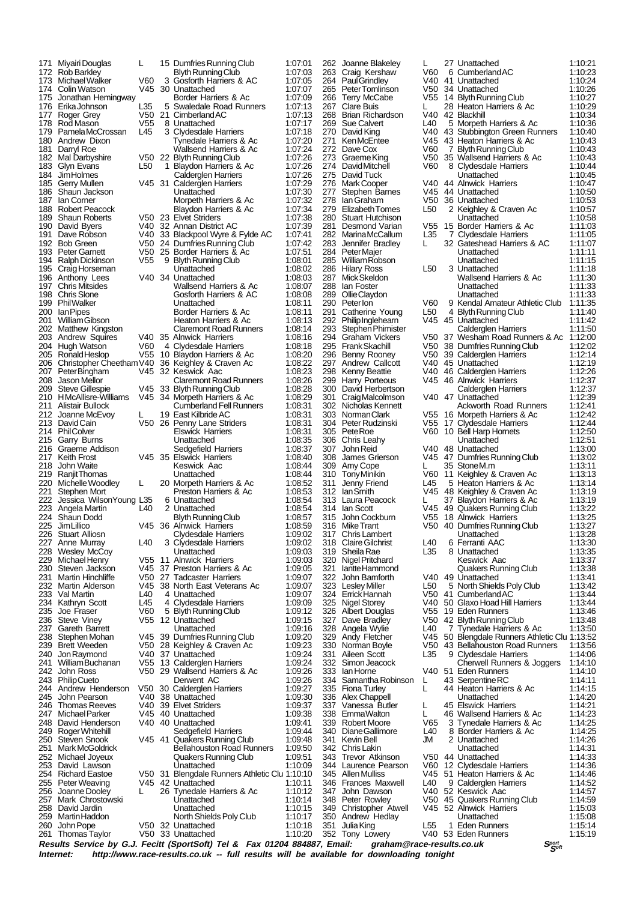| Pos | Name | Cat | Cat Pos | Club | Time |
|---|---|---|---|---|---|
| 171 | Miyairi Douglas | L | 15 | Dumfries Running Club | 1:07:01 |
| 172 | Rob Barkley | | | Blyth Running Club | 1:07:03 |
| 173 | Michael Walker | V60 | 3 | Gosforth Harriers & AC | 1:07:05 |
| 174 | Colin Watson | V45 | 30 | Unattached | 1:07:07 |
| 175 | Jonathan Hemingway | | | Border Harriers & Ac | 1:07:09 |
| 176 | Erika Johnson | L35 | 5 | Swaledale Road Runners | 1:07:13 |
| 177 | Roger Grey | V50 | 21 | Cimberland AC | 1:07:13 |
| 178 | Rod Mason | V55 | 8 | Unattached | 1:07:17 |
| 179 | Pamela McCrossan | L45 | 3 | Clydesdale Harriers | 1:07:18 |
| 180 | Andrew Dixon | | | Tynedale Harriers & Ac | 1:07:20 |
| 181 | Darryl Roe | | | Wallsend Harriers & Ac | 1:07:24 |
| 182 | Mal Darbyshire | V50 | 22 | Blyth Running Club | 1:07:26 |
| 183 | Glyn Evans | L50 | 1 | Blaydon Harriers & Ac | 1:07:26 |
| 184 | Jim Holmes | | | Calderglen Harriers | 1:07:26 |
| 185 | Gerry Mullen | V45 | 31 | Calderglen Harriers | 1:07:29 |
| 186 | Shaun Jackson | | | Unattached | 1:07:30 |
| 187 | Ian Corner | | | Morpeth Harriers & Ac | 1:07:32 |
| 188 | Robert Peacock | | | Blaydon Harriers & Ac | 1:07:34 |
| 189 | Shaun Roberts | V50 | 23 | Elvet Striders | 1:07:38 |
| 190 | David Byers | V40 | 32 | Annan District AC | 1:07:39 |
| 191 | Dave Robson | V40 | 33 | Blackpool Wyre & Fylde AC | 1:07:41 |
| 192 | Bob Green | V50 | 24 | Dumfries Running Club | 1:07:42 |
| 193 | Peter Garnett | V50 | 25 | Border Harriers & Ac | 1:07:51 |
| 194 | Ralph Dickinson | V55 | 9 | Blyth Running Club | 1:08:01 |
| 195 | Craig Horseman | | | Unattached | 1:08:02 |
| 196 | Anthony Lees | V40 | 34 | Unattached | 1:08:03 |
| 197 | Chris Mitsides | | | Wallsend Harriers & Ac | 1:08:07 |
| 198 | Chris Slone | | | Gosforth Harriers & AC | 1:08:08 |
| 199 | Phil Walker | | | Unattached | 1:08:11 |
| 200 | Ian Pipes | | | Border Harriers & Ac | 1:08:11 |
| 201 | William Gibson | | | Heaton Harriers & Ac | 1:08:13 |
| 202 | Matthew Kingston | | | Claremont Road Runners | 1:08:14 |
| 203 | Andrew Squires | V40 | 35 | Alnwick Harriers | 1:08:16 |
| 204 | Hugh Watson | V60 | 4 | Clydesdale Harriers | 1:08:18 |
| 205 | Ronald Heslop | V55 | 10 | Blaydon Harriers & Ac | 1:08:20 |
| 206 | Christopher Cheetham | V40 | 36 | Keighley & Craven Ac | 1:08:22 |
| 207 | Peter Bingham | V45 | 32 | Keswick Aac | 1:08:23 |
| 208 | Jason Mellor | | | Claremont Road Runners | 1:08:26 |
| 209 | Steve Gillespie | V45 | 33 | Blyth Running Club | 1:08:28 |
| 210 | H McAllisre-Williams | V45 | 34 | Morpeth Harriers & Ac | 1:08:29 |
| 211 | Alistair Bullock | | | Cumberland Fell Runners | 1:08:31 |
| 212 | Joanne McEvoy | L | 19 | East Kilbride AC | 1:08:31 |
| 213 | David Cain | V50 | 26 | Penny Lane Striders | 1:08:31 |
| 214 | Phil Colver | | | Elswick Harriers | 1:08:31 |
| 215 | Garry Burns | | | Unattached | 1:08:35 |
| 216 | Graeme Addison | | | Sedgefield Harriers | 1:08:37 |
| 217 | Keith Frost | V45 | 35 | Elswick Harriers | 1:08:40 |
| 218 | John Waite | | | Keswick Aac | 1:08:44 |
| 219 | Ranjit Thomas | | | Unattached | 1:08:44 |
| 220 | Michelle Woodley | L | 20 | Morpeth Harriers & Ac | 1:08:52 |
| 221 | Stephen Mort | | | Preston Harriers & Ac | 1:08:53 |
| 222 | Jessica Wilson Young | L35 | 6 | Unattached | 1:08:54 |
| 223 | Angela Martin | L40 | 2 | Unattached | 1:08:54 |
| 224 | Shaun Dodd | | | Blyth Running Club | 1:08:57 |
| 225 | Jim Lillico | V45 | 36 | Alnwick Harriers | 1:08:59 |
| 226 | Stuart Alliosn | | | Clydesdale Harriers | 1:09:02 |
| 227 | Anne Murray | L40 | 3 | Clydesdale Harriers | 1:09:02 |
| 228 | Wesley McCoy | | | Unattached | 1:09:03 |
| 229 | Michael Henry | V55 | 11 | Alnwick Harriers | 1:09:03 |
| 230 | Steven Jackson | V45 | 37 | Preston Harriers & Ac | 1:09:05 |
| 231 | Martin Hinchliffe | V50 | 27 | Tadcaster Harriers | 1:09:07 |
| 232 | Martin Alderson | V45 | 38 | North East Veterans Ac | 1:09:07 |
| 233 | Val Martin | L40 | 4 | Unattached | 1:09:07 |
| 234 | Kathryn Scott | L45 | 4 | Clydesdale Harriers | 1:09:09 |
| 235 | Joe Fraser | V60 | 5 | Blyth Running Club | 1:09:12 |
| 236 | Steve Viney | V55 | 12 | Unattached | 1:09:15 |
| 237 | Gareth Barrett | | | Unattached | 1:09:16 |
| 238 | Stephen Mohan | V45 | 39 | Dumfries Running Club | 1:09:20 |
| 239 | Brett Weeden | V50 | 28 | Keighley & Craven Ac | 1:09:23 |
| 240 | Jon Raymond | V40 | 37 | Unattached | 1:09:24 |
| 241 | William Buchanan | V55 | 13 | Calderglen Harriers | 1:09:24 |
| 242 | John Ross | V50 | 29 | Wallsend Harriers & Ac | 1:09:26 |
| 243 | Philip Cueto | | | Derwent AC | 1:09:26 |
| 244 | Andrew Henderson | V50 | 30 | Calderglen Harriers | 1:09:27 |
| 245 | John Pearson | V40 | 38 | Unattached | 1:09:30 |
| 246 | Thomas Reeves | V40 | 39 | Elvet Striders | 1:09:37 |
| 247 | Michael Parker | V45 | 40 | Unattached | 1:09:38 |
| 248 | David Henderson | V40 | 40 | Unattached | 1:09:41 |
| 249 | Roger Whitehill | | | Sedgefield Harriers | 1:09:44 |
| 250 | Steven Snook | V45 | 41 | Quakers Running Club | 1:09:48 |
| 251 | Mark McGoldrick | | | Bellahouston Road Runners | 1:09:50 |
| 252 | Michael Joyeux | | | Quakers Running Club | 1:09:51 |
| 253 | David Lawson | | | Unattached | 1:10:09 |
| 254 | Richard Eastoe | V50 | 31 | Blengdale Runners Athletic Clu | 1:10:10 |
| 255 | Peter Weaving | V45 | 42 | Unattached | 1:10:11 |
| 256 | Joanne Dooley | L | 26 | Tynedale Harriers & Ac | 1:10:12 |
| 257 | Mark Chrostowski | | | Unattached | 1:10:14 |
| 258 | David Jardin | | | Unattached | 1:10:15 |
| 259 | Martin Haddon | | | North Shields Poly Club | 1:10:17 |
| 260 | John Pope | V50 | 32 | Unattached | 1:10:18 |
| 261 | Thomas Taylor | V50 | 33 | Unattached | 1:10:20 |
| 262 | Joanne Blakeley | L | 27 | Unattached | 1:10:21 |
| 263 | Craig Kershaw | V60 | 6 | Cumberland AC | 1:10:23 |
| 264 | Paul Grindley | V40 | 41 | Unattached | 1:10:24 |
| 265 | Peter Tomlinson | V50 | 34 | Unattached | 1:10:26 |
| 266 | Terry McCabe | V55 | 14 | Blyth Running Club | 1:10:27 |
| 267 | Clare Buis | L | 28 | Heaton Harriers & Ac | 1:10:29 |
| 268 | Brian Richardson | V40 | 42 | Blackhill | 1:10:34 |
| 269 | Sue Calvert | L40 | 5 | Morpeth Harriers & Ac | 1:10:36 |
| 270 | David King | V40 | 43 | Stubbington Green Runners | 1:10:40 |
| 271 | Ken McEntee | V45 | 43 | Heaton Harriers & Ac | 1:10:43 |
| 272 | Dave Cox | V60 | 7 | Blyth Running Club | 1:10:43 |
| 273 | Graeme King | V50 | 35 | Wallsend Harriers & Ac | 1:10:43 |
| 274 | David Mitchell | V60 | 8 | Clydesdale Harriers | 1:10:44 |
| 275 | David Tuck | | | Unattached | 1:10:45 |
| 276 | Mark Cooper | V40 | 44 | Alnwick Harriers | 1:10:47 |
| 277 | Stephen Barnes | V45 | 44 | Unattached | 1:10:50 |
| 278 | Ian Graham | V50 | 36 | Unattached | 1:10:53 |
| 279 | Elizabeth Tomes | L50 | 2 | Keighley & Craven Ac | 1:10:57 |
| 280 | Stuart Hutchison | | | Unattached | 1:10:58 |
| 281 | Desmond Varian | V55 | 15 | Border Harriers & Ac | 1:11:03 |
| 282 | Marina McCallum | L35 | 7 | Clydesdale Harriers | 1:11:05 |
| 283 | Jennifer Bradley | L | 32 | Gateshead Harriers & AC | 1:11:07 |
| 284 | Peter Majer | | | Unattached | 1:11:11 |
| 285 | William Robson | | | Unattached | 1:11:15 |
| 286 | Hilary Ross | L50 | 3 | Unattached | 1:11:18 |
| 287 | Mick Skeldon | | | Wallsend Harriers & Ac | 1:11:30 |
| 288 | Ian Foster | | | Unattached | 1:11:33 |
| 289 | Ollie Claydon | | | Unattached | 1:11:33 |
| 290 | Peter Ion | V60 | 9 | Kendal Amateur Athletic Club | 1:11:35 |
| 291 | Catherine Young | L50 | 4 | Blyth Running Club | 1:11:40 |
| 292 | Philip Inglehearn | V45 | 45 | Unattached | 1:11:42 |
| 293 | Stephen Phimister | | | Calderglen Harriers | 1:11:50 |
| 294 | Graham Vickers | V50 | 37 | Wesham Road Runners & Ac | 1:12:00 |
| 295 | Frank Skachill | V50 | 38 | Dumfries Running Club | 1:12:02 |
| 296 | Benny Rooney | V50 | 39 | Calderglen Harriers | 1:12:14 |
| 297 | Andrew Callcott | V40 | 45 | Unattached | 1:12:19 |
| 298 | Kenny Beattie | V40 | 46 | Calderglen Harriers | 1:12:26 |
| 299 | Harry Porteous | V45 | 46 | Alnwick Harriers | 1:12:37 |
| 300 | David Herbertson | | | Calderglen Harriers | 1:12:37 |
| 301 | Craig Malcolmson | V40 | 47 | Unattached | 1:12:39 |
| 302 | Nicholas Kennett | | | Ackworth Road Runners | 1:12:41 |
| 303 | Norman Clark | V55 | 16 | Morpeth Harriers & Ac | 1:12:42 |
| 304 | Peter Rudzinski | V55 | 17 | Clydesdale Harriers | 1:12:44 |
| 305 | Pete Roe | V60 | 10 | Bell Harp Hornets | 1:12:50 |
| 306 | Chris Leahy | | | Unattached | 1:12:51 |
| 307 | John Reid | V40 | 48 | Unattached | 1:13:00 |
| 308 | James Grierson | V45 | 47 | Dumfries Running Club | 1:13:02 |
| 309 | Amy Cope | L | 35 | Stone M.m | 1:13:11 |
| 310 | Tony Minikin | V60 | 11 | Keighley & Craven Ac | 1:13:13 |
| 311 | Jenny Friend | L45 | 5 | Heaton Harriers & Ac | 1:13:14 |
| 312 | Ian Smith | V45 | 48 | Keighley & Craven Ac | 1:13:19 |
| 313 | Laura Peacock | L | 37 | Blaydon Harriers & Ac | 1:13:19 |
| 314 | Ian Scott | V45 | 49 | Quakers Running Club | 1:13:22 |
| 315 | John Cockburn | V55 | 18 | Alnwick Harriers | 1:13:25 |
| 316 | Mike Trant | V50 | 40 | Dumfries Running Club | 1:13:27 |
| 317 | Chris Lambert | | | Unattached | 1:13:28 |
| 318 | Claire Gilchrist | L40 | 6 | Ferranti AAC | 1:13:30 |
| 319 | Sheila Rae | L35 | 8 | Unattached | 1:13:35 |
| 320 | Nigel Pritchard | | | Keswick Aac | 1:13:37 |
| 321 | Iantte Hammond | | | Quakers Running Club | 1:13:38 |
| 322 | John Bamforth | V40 | 49 | Unattached | 1:13:41 |
| 323 | Lesley Miller | L50 | 5 | North Shields Poly Club | 1:13:42 |
| 324 | Errick Hannah | V50 | 41 | Cumberland AC | 1:13:44 |
| 325 | Nigel Storey | V40 | 50 | Glaxo Hoad Hill Harriers | 1:13:44 |
| 326 | Albert Douglas | V55 | 19 | Eden Runners | 1:13:46 |
| 327 | Dave Bradley | V50 | 42 | Blyth Running Club | 1:13:48 |
| 328 | Angela Wylie | L40 | 7 | Tynedale Harriers & Ac | 1:13:50 |
| 329 | Andy Fletcher | V45 | 50 | Blengdale Runners Athletic Clu | 1:13:52 |
| 330 | Norman Boyle | V50 | 43 | Bellahouston Road Runners | 1:13:56 |
| 331 | Aileen Scott | L35 | 9 | Clydesdale Harriers | 1:14:06 |
| 332 | Simon Jeacock | | | Cherwell Runners & Joggers | 1:14:10 |
| 333 | Ian Horne | V40 | 51 | Eden Runners | 1:14:10 |
| 334 | Samantha Robinson | L | 43 | Serpentine RC | 1:14:11 |
| 335 | Fiona Turley | L | 44 | Heaton Harriers & Ac | 1:14:15 |
| 336 | Alex Chappell | | | Unattached | 1:14:20 |
| 337 | Vanessa Butler | L | 45 | Elswick Harriers | 1:14:21 |
| 338 | Emma Walton | L | 46 | Wallsend Harriers & Ac | 1:14:23 |
| 339 | Robert Moore | V65 | 3 | Tynedale Harriers & Ac | 1:14:25 |
| 340 | Diane Gallimore | L40 | 8 | Border Harriers & Ac | 1:14:25 |
| 341 | Kevin Bell | JM | 2 | Unattached | 1:14:26 |
| 342 | Chris Lakin | | | Unattached | 1:14:31 |
| 343 | Trevor Atkinson | V50 | 44 | Unattached | 1:14:33 |
| 344 | Laurence Pearson | V60 | 12 | Clydesdale Harriers | 1:14:36 |
| 345 | Allen Mulliss | V45 | 51 | Heaton Harriers & Ac | 1:14:46 |
| 346 | Frances Maxwell | L40 | 9 | Calderglen Harriers | 1:14:52 |
| 347 | John Dawson | V40 | 52 | Keswick Aac | 1:14:57 |
| 348 | Peter Rowley | V50 | 45 | Quakers Running Club | 1:14:59 |
| 349 | Christopher Atwell | V45 | 52 | Alnwick Harriers | 1:15:03 |
| 350 | Andrew Hedlay | | | Unattached | 1:15:08 |
| 351 | Julia King | L55 | 1 | Eden Runners | 1:15:14 |
| 352 | Tony Lowery | V40 | 53 | Eden Runners | 1:15:19 |

***Results Service by G.J. Fecitt (SportSoft) Tel & Fax 01204 884887, Email: graham@race-results.co.uk***
***Internet: http://www.race-results.co.uk -- full results will be available for downloading tonight***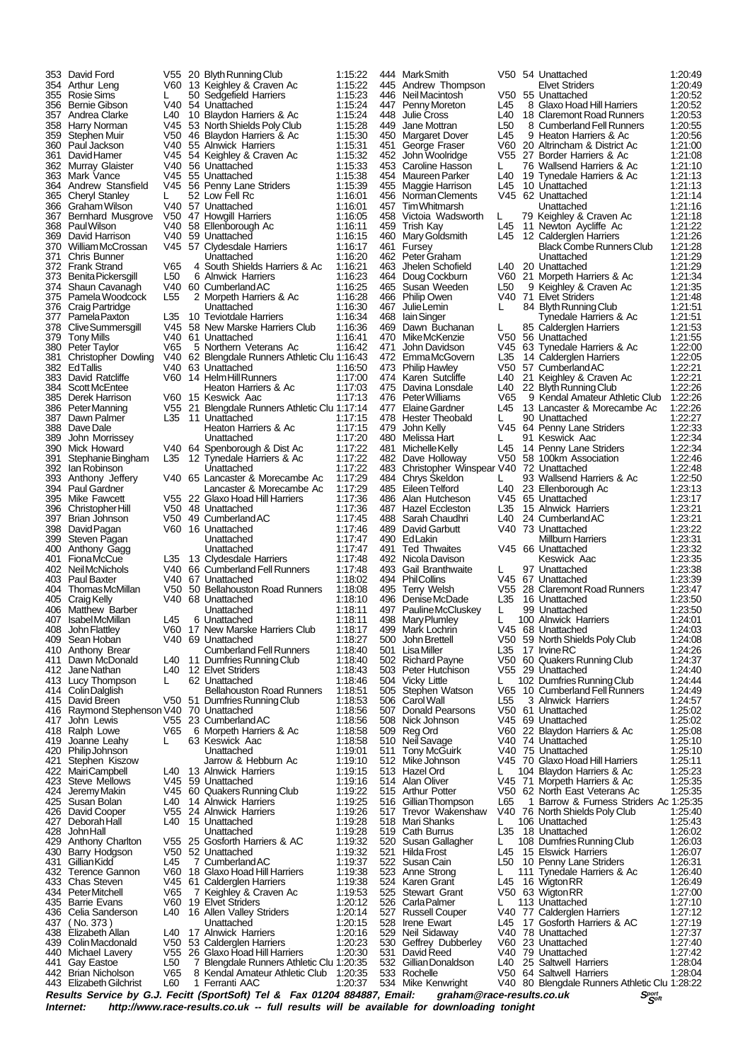| Pos | Name | Cat | Cat Pos | Club | Time |
|---|---|---|---|---|---|
| 353 | David Ford | V55 | 20 | Blyth Running Club | 1:15:22 |
| 354 | Arthur Leng | V60 | 13 | Keighley & Craven Ac | 1:15:22 |
| 355 | Rosie Sims | L | 50 | Sedgefield Harriers | 1:15:23 |
| 356 | Bernie Gibson | V40 | 54 | Unattached | 1:15:24 |
| 357 | Andrea Clarke | L40 | 10 | Blaydon Harriers & Ac | 1:15:24 |
| 358 | Harry Norman | V45 | 53 | North Shields Poly Club | 1:15:28 |
| 359 | Stephen Muir | V50 | 46 | Blaydon Harriers & Ac | 1:15:30 |
| 360 | Paul Jackson | V40 | 55 | Alnwick Harriers | 1:15:31 |
| 361 | David Hamer | V45 | 54 | Keighley & Craven Ac | 1:15:32 |
| 362 | Murray Glaister | V40 | 56 | Unattached | 1:15:33 |
| 363 | Mark Vance | V45 | 55 | Unattached | 1:15:38 |
| 364 | Andrew Stansfield | V45 | 56 | Penny Lane Striders | 1:15:39 |
| 365 | Cheryl Stanley | L | 52 | Low Fell Rc | 1:16:01 |
| 366 | Graham Wilson | V40 | 57 | Unattached | 1:16:01 |
| 367 | Bernhard Musgrove | V50 | 47 | Howgill Harriers | 1:16:05 |
| 368 | Paul Wilson | V40 | 58 | Ellenborough Ac | 1:16:11 |
| 369 | David Harrison | V40 | 59 | Unattached | 1:16:15 |
| 370 | William McCrossan | V45 | 57 | Clydesdale Harriers | 1:16:17 |
| 371 | Chris Bunner | | | Unattached | 1:16:20 |
| 372 | Frank Strand | V65 | 4 | South Shields Harriers & Ac | 1:16:21 |
| 373 | Benita Pickersgill | L50 | 6 | Alnwick Harriers | 1:16:23 |
| 374 | Shaun Cavanagh | V40 | 60 | Cumberland AC | 1:16:25 |
| 375 | Pamela Woodcock | L55 | 2 | Morpeth Harriers & Ac | 1:16:28 |
| 376 | Craig Partridge | | | Unattached | 1:16:30 |
| 377 | Pamela Paxton | L35 | 10 | Teviotdale Harriers | 1:16:34 |
| 378 | Clive Summersgill | V45 | 58 | New Marske Harriers Club | 1:16:36 |
| 379 | Tony Mills | V40 | 61 | Unattached | 1:16:41 |
| 380 | Peter Taylor | V65 | 5 | Northern Veterans Ac | 1:16:42 |
| 381 | Christopher Dowling | V40 | 62 | Blengdale Runners Athletic Clu | 1:16:43 |
| 382 | Ed Tallis | V40 | 63 | Unattached | 1:16:50 |
| 383 | David Ratcliffe | V60 | 14 | Helm Hill Runners | 1:17:00 |
| 384 | Scott McEntee | | | Heaton Harriers & Ac | 1:17:03 |
| 385 | Derek Harrison | V60 | 15 | Keswick Aac | 1:17:13 |
| 386 | Peter Manning | V55 | 21 | Blengdale Runners Athletic Clu | 1:17:14 |
| 387 | Dawn Palmer | L35 | 11 | Unattached | 1:17:15 |
| 388 | Dave Dale | | | Heaton Harriers & Ac | 1:17:15 |
| 389 | John Morrissey | | | Unattached | 1:17:20 |
| 390 | Mick Howard | V40 | 64 | Spenborough & Dist Ac | 1:17:22 |
| 391 | Stephanie Bingham | L35 | 12 | Tynedale Harriers & Ac | 1:17:22 |
| 392 | Ian Robinson | | | Unattached | 1:17:22 |
| 393 | Anthony Jeffery | V40 | 65 | Lancaster & Morecambe Ac | 1:17:29 |
| 394 | Paul Gardner | | | Lancaster & Morecambe Ac | 1:17:29 |
| 395 | Mike Fawcett | V55 | 22 | Glaxo Hoad Hill Harriers | 1:17:36 |
| 396 | Christopher Hill | V50 | 48 | Unattached | 1:17:36 |
| 397 | Brian Johnson | V50 | 49 | Cumberland AC | 1:17:45 |
| 398 | David Pagan | V60 | 16 | Unattached | 1:17:46 |
| 399 | Steven Pagan | | | Unattached | 1:17:47 |
| 400 | Anthony Gagg | | | Unattached | 1:17:47 |
| 401 | Fiona McCue | L35 | 13 | Clydesdale Harriers | 1:17:48 |
| 402 | Neil McNichols | V40 | 66 | Cumberland Fell Runners | 1:17:48 |
| 403 | Paul Baxter | V40 | 67 | Unattached | 1:18:02 |
| 404 | Thomas McMillan | V50 | 50 | Bellahouston Road Runners | 1:18:08 |
| 405 | Craig Kelly | V40 | 68 | Unattached | 1:18:10 |
| 406 | Matthew Barber | | | Unattached | 1:18:11 |
| 407 | Isabel McMillan | L45 | 6 | Unattached | 1:18:11 |
| 408 | John Flattley | V60 | 17 | New Marske Harriers Club | 1:18:17 |
| 409 | Sean Hoban | V40 | 69 | Unattached | 1:18:27 |
| 410 | Anthony Brear | | | Cumberland Fell Runners | 1:18:40 |
| 411 | Dawn McDonald | L40 | 11 | Dumfries Running Club | 1:18:40 |
| 412 | Jane Nathan | L40 | 12 | Elvet Striders | 1:18:43 |
| 413 | Lucy Thompson | L | 62 | Unattached | 1:18:46 |
| 414 | Colin Dalglish | | | Bellahouston Road Runners | 1:18:51 |
| 415 | David Breen | V50 | 51 | Dumfries Running Club | 1:18:53 |
| 416 | Raymond Stephenson | V40 | 70 | Unattached | 1:18:56 |
| 417 | John Lewis | V55 | 23 | Cumberland AC | 1:18:56 |
| 418 | Ralph Lowe | V65 | 6 | Morpeth Harriers & Ac | 1:18:58 |
| 419 | Joanne Leahy | L | 63 | Keswick Aac | 1:18:58 |
| 420 | Philip Johnson | | | Unattached | 1:19:01 |
| 421 | Stephen Kiszow | | | Jarrow & Hebburn Ac | 1:19:10 |
| 422 | Mairi Campbell | L40 | 13 | Alnwick Harriers | 1:19:15 |
| 423 | Steve Mellows | V45 | 59 | Unattached | 1:19:16 |
| 424 | Jeremy Makin | V45 | 60 | Quakers Running Club | 1:19:22 |
| 425 | Susan Bolan | L40 | 14 | Alnwick Harriers | 1:19:25 |
| 426 | David Cooper | V55 | 24 | Alnwick Harriers | 1:19:26 |
| 427 | Deborah Hall | L40 | 15 | Unattached | 1:19:28 |
| 428 | John Hall | | | Unattached | 1:19:28 |
| 429 | Anthony Charlton | V55 | 25 | Gosforth Harriers & AC | 1:19:32 |
| 430 | Barry Hodgson | V50 | 52 | Unattached | 1:19:32 |
| 431 | Gillian Kidd | L45 | 7 | Cumberland AC | 1:19:37 |
| 432 | Terence Gannon | V60 | 18 | Glaxo Hoad Hill Harriers | 1:19:38 |
| 433 | Chas Steven | V45 | 61 | Calderglen Harriers | 1:19:38 |
| 434 | Peter Mitchell | V65 | 7 | Keighley & Craven Ac | 1:19:53 |
| 435 | Barrie Evans | V60 | 19 | Elvet Striders | 1:20:12 |
| 436 | Celia Sanderson | L40 | 16 | Allen Valley Striders | 1:20:14 |
| 437 | ( No. 373 ) | | | Unattached | 1:20:15 |
| 438 | Elizabeth Allan | L40 | 17 | Alnwick Harriers | 1:20:16 |
| 439 | Colin Macdonald | V50 | 53 | Calderglen Harriers | 1:20:23 |
| 440 | Michael Lavery | V55 | 26 | Glaxo Hoad Hill Harriers | 1:20:30 |
| 441 | Gay Eastoe | L50 | 7 | Blengdale Runners Athletic Clu | 1:20:35 |
| 442 | Brian Nicholson | V65 | 8 | Kendal Amateur Athletic Club | 1:20:35 |
| 443 | Elizabeth Gilchrist | L60 | 1 | Ferranti AAC | 1:20:37 |
| 444 | Mark Smith | V50 | 54 | Unattached | 1:20:49 |
| 445 | Andrew Thompson | | | Elvet Striders | 1:20:49 |
| 446 | Neil Macintosh | V50 | 55 | Unattached | 1:20:52 |
| 447 | Penny Moreton | L45 | 8 | Glaxo Hoad Hill Harriers | 1:20:52 |
| 448 | Julie Cross | L40 | 18 | Claremont Road Runners | 1:20:53 |
| 449 | Jane Mottran | L50 | 8 | Cumberland Fell Runners | 1:20:55 |
| 450 | Margaret Dover | L45 | 9 | Heaton Harriers & Ac | 1:20:56 |
| 451 | George Fraser | V60 | 20 | Altrincham & District Ac | 1:21:00 |
| 452 | John Woolridge | V55 | 27 | Border Harriers & Ac | 1:21:08 |
| 453 | Caroline Hasson | L | 76 | Wallsend Harriers & Ac | 1:21:10 |
| 454 | Maureen Parker | L40 | 19 | Tynedale Harriers & Ac | 1:21:13 |
| 455 | Maggie Harrison | L45 | 10 | Unattached | 1:21:13 |
| 456 | Norman Clements | V45 | 62 | Unattached | 1:21:14 |
| 457 | Tim Whitmarsh | | | Unattached | 1:21:16 |
| 458 | Victoia Wadsworth | L | 79 | Keighley & Craven Ac | 1:21:18 |
| 459 | Trish Kay | L45 | 11 | Newton Aycliffe Ac | 1:21:22 |
| 460 | Mary Goldsmith | L45 | 12 | Calderglen Harriers | 1:21:26 |
| 461 | Fursey | | | Black Combe Runners Club | 1:21:28 |
| 462 | Peter Graham | | | Unattached | 1:21:29 |
| 463 | Jhelen Schofield | L40 | 20 | Unattached | 1:21:29 |
| 464 | Doug Cockburn | V60 | 21 | Morpeth Harriers & Ac | 1:21:34 |
| 465 | Susan Weeden | L50 | 9 | Keighley & Craven Ac | 1:21:35 |
| 466 | Philip Owen | V40 | 71 | Elvet Striders | 1:21:48 |
| 467 | Julie Lemin | L | 84 | Blyth Running Club | 1:21:51 |
| 468 | Iain Singer | | | Tynedale Harriers & Ac | 1:21:51 |
| 469 | Dawn Buchanan | L | 85 | Calderglen Harriers | 1:21:53 |
| 470 | Mike McKenzie | V50 | 56 | Unattached | 1:21:55 |
| 471 | John Davidson | V45 | 63 | Tynedale Harriers & Ac | 1:22:00 |
| 472 | Emma McGovern | L35 | 14 | Calderglen Harriers | 1:22:05 |
| 473 | Philip Hawley | V50 | 57 | Cumberland AC | 1:22:21 |
| 474 | Karen Sutcliffe | L40 | 21 | Keighley & Craven Ac | 1:22:21 |
| 475 | Davina Lonsdale | L40 | 22 | Blyth Running Club | 1:22:26 |
| 476 | Peter Williams | V65 | 9 | Kendal Amateur Athletic Club | 1:22:26 |
| 477 | Elaine Gardner | L45 | 13 | Lancaster & Morecambe Ac | 1:22:26 |
| 478 | Hester Theobald | L | 90 | Unattached | 1:22:27 |
| 479 | John Kelly | V45 | 64 | Penny Lane Striders | 1:22:33 |
| 480 | Melissa Hart | L | 91 | Keswick Aac | 1:22:34 |
| 481 | Michelle Kelly | L45 | 14 | Penny Lane Striders | 1:22:34 |
| 482 | Dave Holloway | V50 | 58 | 100km Association | 1:22:46 |
| 483 | Christopher Winspear | V40 | 72 | Unattached | 1:22:48 |
| 484 | Chrys Skeldon | L | 93 | Wallsend Harriers & Ac | 1:22:50 |
| 485 | Eileen Telford | L40 | 23 | Ellenborough Ac | 1:23:13 |
| 486 | Alan Hutcheson | V45 | 65 | Unattached | 1:23:17 |
| 487 | Hazel Eccleston | L35 | 15 | Alnwick Harriers | 1:23:21 |
| 488 | Sarah Chaudhri | L40 | 24 | Cumberland AC | 1:23:21 |
| 489 | David Garbutt | V40 | 73 | Unattached | 1:23:22 |
| 490 | Ed Lakin | | | Millburn Harriers | 1:23:31 |
| 491 | Ted Thwaites | V45 | 66 | Unattached | 1:23:32 |
| 492 | Nicola Davison | | | Keswick Aac | 1:23:35 |
| 493 | Gail Branthwaite | L | 97 | Unattached | 1:23:38 |
| 494 | Phil Collins | V45 | 67 | Unattached | 1:23:39 |
| 495 | Terry Welsh | V55 | 28 | Claremont Road Runners | 1:23:47 |
| 496 | Denise McDade | L35 | 16 | Unattached | 1:23:50 |
| 497 | Pauline McCluskey | L | 99 | Unattached | 1:23:50 |
| 498 | Mary Plumley | L | 100 | Alnwick Harriers | 1:24:01 |
| 499 | Mark Lochrin | V45 | 68 | Unattached | 1:24:03 |
| 500 | John Brettell | V50 | 59 | North Shields Poly Club | 1:24:08 |
| 501 | Lisa Miller | L35 | 17 | Irvine RC | 1:24:26 |
| 502 | Richard Payne | V50 | 60 | Quakers Running Club | 1:24:37 |
| 503 | Peter Hutchison | V55 | 29 | Unattached | 1:24:40 |
| 504 | Vicky Little | L | 102 | Dumfries Running Club | 1:24:44 |
| 505 | Stephen Watson | V65 | 10 | Cumberland Fell Runners | 1:24:49 |
| 506 | Carol Wall | L55 | 3 | Alnwick Harriers | 1:24:57 |
| 507 | Donald Pearsons | V50 | 61 | Unattached | 1:25:02 |
| 508 | Nick Johnson | V45 | 69 | Unattached | 1:25:02 |
| 509 | Reg Ord | V60 | 22 | Blaydon Harriers & Ac | 1:25:08 |
| 510 | Neil Savage | V40 | 74 | Unattached | 1:25:10 |
| 511 | Tony McGuirk | V40 | 75 | Unattached | 1:25:10 |
| 512 | Mike Johnson | V45 | 70 | Glaxo Hoad Hill Harriers | 1:25:11 |
| 513 | Hazel Ord | L | 104 | Blaydon Harriers & Ac | 1:25:23 |
| 514 | Alan Oliver | V45 | 71 | Morpeth Harriers & Ac | 1:25:35 |
| 515 | Arthur Potter | V50 | 62 | North East Veterans Ac | 1:25:35 |
| 516 | Gillian Thompson | L65 | 1 | Barrow & Furness Striders Ac | 1:25:35 |
| 517 | Trevor Wakenshaw | V40 | 76 | North Shields Poly Club | 1:25:40 |
| 518 | Mari Shanks | L | 106 | Unattached | 1:25:43 |
| 519 | Cath Burrus | L35 | 18 | Unattached | 1:26:02 |
| 520 | Susan Gallagher | L | 108 | Dumfries Running Club | 1:26:03 |
| 521 | Hilda Frost | L45 | 15 | Elswick Harriers | 1:26:07 |
| 522 | Susan Cain | L50 | 10 | Penny Lane Striders | 1:26:31 |
| 523 | Anne Strong | L | 111 | Tynedale Harriers & Ac | 1:26:40 |
| 524 | Karen Grant | L45 | 16 | Wigton RR | 1:26:49 |
| 525 | Stewart Grant | V50 | 63 | Wigton RR | 1:27:00 |
| 526 | Carla Palmer | L | 113 | Unattached | 1:27:10 |
| 527 | Russell Couper | V40 | 77 | Calderglen Harriers | 1:27:12 |
| 528 | Irene Ewart | L45 | 17 | Gosforth Harriers & AC | 1:27:19 |
| 529 | Neil Sidaway | V40 | 78 | Unattached | 1:27:37 |
| 530 | Geffrey Dubberley | V60 | 23 | Unattached | 1:27:40 |
| 531 | David Reed | V40 | 79 | Unattached | 1:27:42 |
| 532 | Gillian Donaldson | L40 | 25 | Saltwell Harriers | 1:28:04 |
| 533 | Rochelle | V50 | 64 | Saltwell Harriers | 1:28:04 |
| 534 | Mike Kenwright | V40 | 80 | Blengdale Runners Athletic Clu | 1:28:22 |

***Results Service by G.J. Fecitt (SportSoft) Tel & Fax 01204 884887, Email: graham@race-results.co.uk***
***Internet: http://www.race-results.co.uk -- full results will be available for downloading tonight***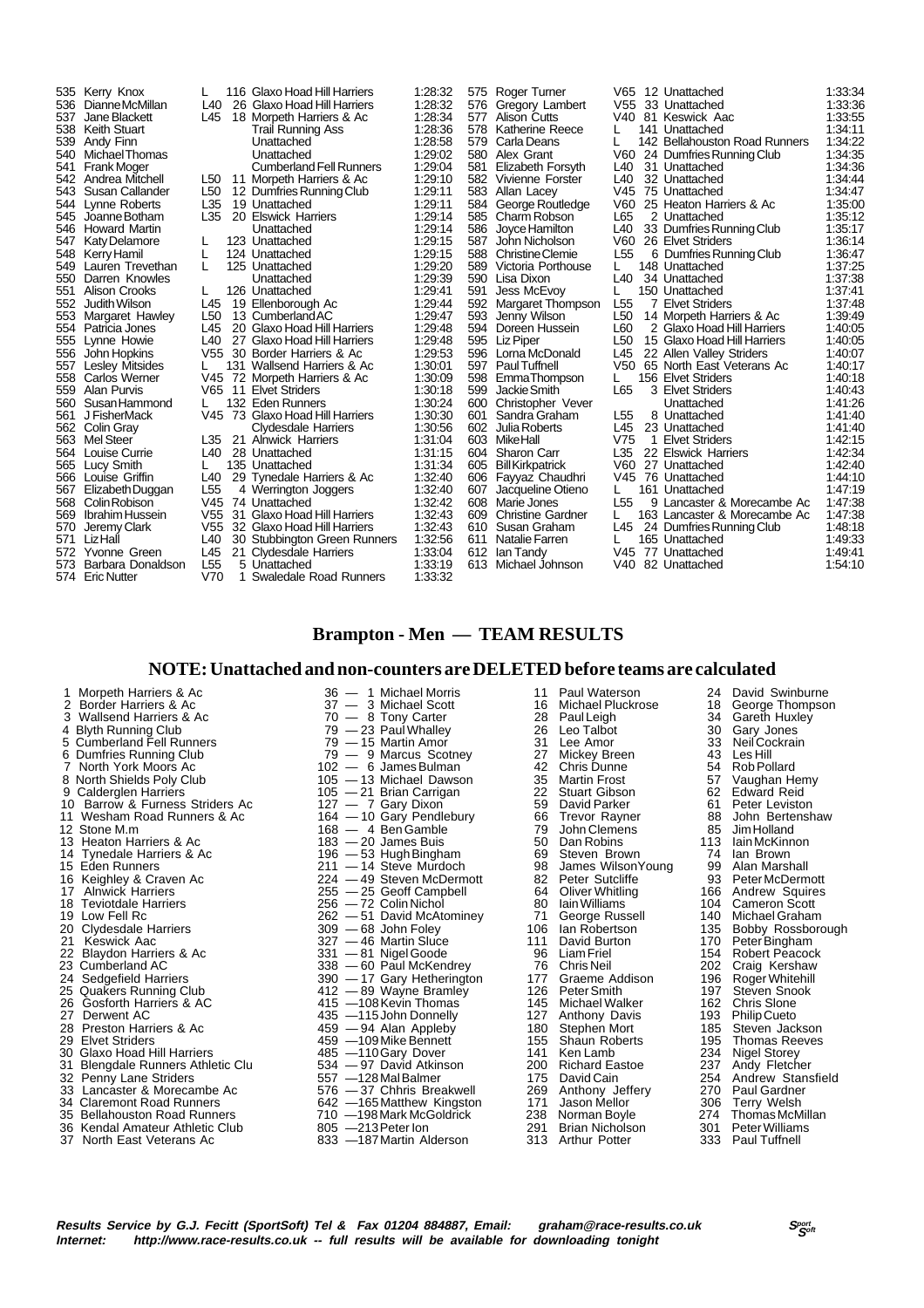| Pos | Name | Cat | Cat Pos | Club | Time |
|---|---|---|---|---|---|
| 535 | Kerry Knox | L | 116 | Glaxo Hoad Hill Harriers | 1:28:32 |
| 536 | Dianne McMillan | L40 | 26 | Glaxo Hoad Hill Harriers | 1:28:32 |
| 537 | Jane Blackett | L45 | 18 | Morpeth Harriers & Ac | 1:28:34 |
| 538 | Keith Stuart | | | Trail Running Ass | 1:28:36 |
| 539 | Andy Finn | | | Unattached | 1:28:58 |
| 540 | Michael Thomas | | | Unattached | 1:29:02 |
| 541 | Frank Moger | | | Cumberland Fell Runners | 1:29:04 |
| 542 | Andrea Mitchell | L50 | 11 | Morpeth Harriers & Ac | 1:29:10 |
| 543 | Susan Callander | L50 | 12 | Dumfries Running Club | 1:29:11 |
| 544 | Lynne Roberts | L35 | 19 | Unattached | 1:29:11 |
| 545 | Joanne Botham | L35 | 20 | Elswick Harriers | 1:29:14 |
| 546 | Howard Martin | | | Unattached | 1:29:14 |
| 547 | Katy Delamore | L | 123 | Unattached | 1:29:15 |
| 548 | Kerry Hamil | L | 124 | Unattached | 1:29:15 |
| 549 | Lauren Trevethan | L | 125 | Unattached | 1:29:20 |
| 550 | Darren Knowles | | | Unattached | 1:29:39 |
| 551 | Alison Crooks | L | 126 | Unattached | 1:29:41 |
| 552 | Judith Wilson | L45 | 19 | Ellenborough Ac | 1:29:44 |
| 553 | Margaret Hawley | L50 | 13 | Cumberland AC | 1:29:47 |
| 554 | Patricia Jones | L45 | 20 | Glaxo Hoad Hill Harriers | 1:29:48 |
| 555 | Lynne Howie | L40 | 27 | Glaxo Hoad Hill Harriers | 1:29:48 |
| 556 | John Hopkins | V55 | 30 | Border Harriers & Ac | 1:29:53 |
| 557 | Lesley Mitsides | L | 131 | Wallsend Harriers & Ac | 1:30:01 |
| 558 | Carlos Werner | V45 | 72 | Morpeth Harriers & Ac | 1:30:09 |
| 559 | Alan Purvis | V65 | 11 | Elvet Striders | 1:30:18 |
| 560 | Susan Hammond | L | 132 | Eden Runners | 1:30:24 |
| 561 | J FisherMack | V45 | 73 | Glaxo Hoad Hill Harriers | 1:30:30 |
| 562 | Colin Gray | | | Clydesdale Harriers | 1:30:56 |
| 563 | Mel Steer | L35 | 21 | Alnwick Harriers | 1:31:04 |
| 564 | Louise Currie | L40 | 28 | Unattached | 1:31:15 |
| 565 | Lucy Smith | L | 135 | Unattached | 1:31:34 |
| 566 | Louise Griffin | L40 | 29 | Tynedale Harriers & Ac | 1:32:40 |
| 567 | Elizabeth Duggan | L55 | 4 | Werrington Joggers | 1:32:40 |
| 568 | Colin Robison | V45 | 74 | Unattached | 1:32:42 |
| 569 | Ibrahim Hussein | V55 | 31 | Glaxo Hoad Hill Harriers | 1:32:43 |
| 570 | Jeremy Clark | V55 | 32 | Glaxo Hoad Hill Harriers | 1:32:43 |
| 571 | Liz Hall | L40 | 30 | Stubbington Green Runners | 1:32:56 |
| 572 | Yvonne Green | L45 | 21 | Clydesdale Harriers | 1:33:04 |
| 573 | Barbara Donaldson | L55 | 5 | Unattached | 1:33:19 |
| 574 | Eric Nutter | V70 | 1 | Swaledale Road Runners | 1:33:32 |
| 575 | Roger Turner | V65 | 12 | Unattached | 1:33:34 |
| 576 | Gregory Lambert | V55 | 33 | Unattached | 1:33:36 |
| 577 | Alison Cutts | V40 | 81 | Keswick Aac | 1:33:55 |
| 578 | Katherine Reece | L | 141 | Unattached | 1:34:11 |
| 579 | Carla Deans | L | 142 | Bellahouston Road Runners | 1:34:22 |
| 580 | Alex Grant | V60 | 24 | Dumfries Running Club | 1:34:35 |
| 581 | Elizabeth Forsyth | L40 | 31 | Unattached | 1:34:36 |
| 582 | Vivienne Forster | L40 | 32 | Unattached | 1:34:44 |
| 583 | Allan Lacey | V45 | 75 | Unattached | 1:34:47 |
| 584 | George Routledge | V60 | 25 | Heaton Harriers & Ac | 1:35:00 |
| 585 | Charm Robson | L65 | 2 | Unattached | 1:35:12 |
| 586 | Joyce Hamilton | L40 | 33 | Dumfries Running Club | 1:35:17 |
| 587 | John Nicholson | V60 | 26 | Elvet Striders | 1:36:14 |
| 588 | Christine Clemie | L55 | 6 | Dumfries Running Club | 1:36:47 |
| 589 | Victoria Porthouse | L | 148 | Unattached | 1:37:25 |
| 590 | Lisa Dixon | L40 | 34 | Unattached | 1:37:38 |
| 591 | Jess McEvoy | L | 150 | Unattached | 1:37:41 |
| 592 | Margaret Thompson | L55 | 7 | Elvet Striders | 1:37:48 |
| 593 | Jenny Wilson | L50 | 14 | Morpeth Harriers & Ac | 1:39:49 |
| 594 | Doreen Hussein | L60 | 2 | Glaxo Hoad Hill Harriers | 1:40:05 |
| 595 | Liz Piper | L50 | 15 | Glaxo Hoad Hill Harriers | 1:40:05 |
| 596 | Lorna McDonald | L45 | 22 | Allen Valley Striders | 1:40:07 |
| 597 | Paul Tuffnell | V50 | 65 | North East Veterans Ac | 1:40:17 |
| 598 | Emma Thompson | L | 156 | Elvet Striders | 1:40:18 |
| 599 | Jackie Smith | L65 | 3 | Elvet Striders | 1:40:43 |
| 600 | Christopher Vever | | | Unattached | 1:41:26 |
| 601 | Sandra Graham | L55 | 8 | Unattached | 1:41:40 |
| 602 | Julia Roberts | L45 | 23 | Unattached | 1:41:40 |
| 603 | Mike Hall | V75 | 1 | Elvet Striders | 1:42:15 |
| 604 | Sharon Carr | L35 | 22 | Elswick Harriers | 1:42:34 |
| 605 | Bill Kirkpatrick | V60 | 27 | Unattached | 1:42:40 |
| 606 | Fayyaz Chaudhri | V45 | 76 | Unattached | 1:44:10 |
| 607 | Jacqueline Otieno | L | 161 | Unattached | 1:47:19 |
| 608 | Marie Jones | L55 | 9 | Lancaster & Morecambe Ac | 1:47:38 |
| 609 | Christine Gardner | L | 163 | Lancaster & Morecambe Ac | 1:47:38 |
| 610 | Susan Graham | L45 | 24 | Dumfries Running Club | 1:48:18 |
| 611 | Natalie Farren | L | 165 | Unattached | 1:49:33 |
| 612 | Ian Tandy | V45 | 77 | Unattached | 1:49:41 |
| 613 | Michael Johnson | V40 | 82 | Unattached | 1:54:10 |

## Brampton - Men — TEAM RESULTS

### NOTE: Unattached and non-counters are DELETED before teams are calculated

| Pos | Team | Pts | | 1st | | 2nd | | 3rd | | 4th |
|---|---|---|---|---|---|---|---|---|---|---|
| 1 | Morpeth Harriers & Ac | 36 | 1 | Michael Morris | 11 | Paul Waterson | 24 | David Swinburne | | |
| 2 | Border Harriers & Ac | 37 | 3 | Michael Scott | 16 | Michael Pluckrose | 18 | George Thompson | | |
| 3 | Wallsend Harriers & Ac | 70 | 8 | Tony Carter | 28 | Paul Leigh | 34 | Gareth Huxley | | |
| 4 | Blyth Running Club | 79 | 23 | Paul Whalley | 26 | Leo Talbot | 30 | Gary Jones | | |
| 5 | Cumberland Fell Runners | 79 | 15 | Martin Amor | 31 | Lee Amor | 33 | Neil Cockrain | | |
| 6 | Dumfries Running Club | 79 | 9 | Marcus Scotney | 27 | Mickey Breen | 43 | Les Hill | | |
| 7 | North York Moors Ac | 102 | 6 | James Bulman | 42 | Chris Dunne | 54 | Rob Pollard | | |
| 8 | North Shields Poly Club | 105 | 13 | Michael Dawson | 35 | Martin Frost | 57 | Vaughan Hemy | | |
| 9 | Calderglen Harriers | 105 | 21 | Brian Carrigan | 22 | Stuart Gibson | 62 | Edward Reid | | |
| 10 | Barrow & Furness Striders Ac | 127 | 7 | Gary Dixon | 59 | David Parker | 61 | Peter Leviston | | |
| 11 | Wesham Road Runners & Ac | 164 | 10 | Gary Pendlebury | 66 | Trevor Rayner | 88 | John Bertenshaw | | |
| 12 | Stone M.m | 168 | 4 | Ben Gamble | 79 | John Clemens | 85 | Jim Holland | | |
| 13 | Heaton Harriers & Ac | 183 | 20 | James Buis | 50 | Dan Robins | 113 | Iain McKinnon | | |
| 14 | Tynedale Harriers & Ac | 196 | 53 | Hugh Bingham | 69 | Steven Brown | 74 | Ian Brown | | |
| 15 | Eden Runners | 211 | 14 | Steve Murdoch | 98 | James WilsonYoung | 99 | Alan Marshall | | |
| 16 | Keighley & Craven Ac | 224 | 49 | Steven McDermott | 82 | Peter Sutcliffe | 93 | Peter McDermott | | |
| 17 | Alnwick Harriers | 255 | 25 | Geoff Campbell | 64 | Oliver Whitling | 166 | Andrew Squires | | |
| 18 | Teviotdale Harriers | 256 | 72 | Colin Nichol | 80 | Iain Williams | 104 | Cameron Scott | | |
| 19 | Low Fell Rc | 262 | 51 | David McAtominey | 71 | George Russell | 140 | Michael Graham | | |
| 20 | Clydesdale Harriers | 309 | 68 | John Foley | 106 | Ian Robertson | 135 | Bobby Rossborough | | |
| 21 | Keswick Aac | 327 | 46 | Martin Sluce | 111 | David Burton | 170 | Peter Bingham | | |
| 22 | Blaydon Harriers & Ac | 331 | 81 | Nigel Goode | 96 | Liam Friel | 154 | Robert Peacock | | |
| 23 | Cumberland AC | 338 | 60 | Paul McKendrey | 76 | Chris Neil | 202 | Craig Kershaw | | |
| 24 | Sedgefield Harriers | 390 | 17 | Gary Hetherington | 177 | Graeme Addison | 196 | Roger Whitehill | | |
| 25 | Quakers Running Club | 412 | 89 | Wayne Bramley | 126 | Peter Smith | 197 | Steven Snook | | |
| 26 | Gosforth Harriers & AC | 415 | 108 | Kevin Thomas | 145 | Michael Walker | 162 | Chris Slone | | |
| 27 | Derwent AC | 435 | 115 | John Donnelly | 127 | Anthony Davis | 193 | Philip Cueto | | |
| 28 | Preston Harriers & Ac | 459 | 94 | Alan Appleby | 180 | Stephen Mort | 185 | Steven Jackson | | |
| 29 | Elvet Striders | 459 | 109 | Mike Bennett | 155 | Shaun Roberts | 195 | Thomas Reeves | | |
| 30 | Glaxo Hoad Hill Harriers | 485 | 110 | Gary Dover | 141 | Ken Lamb | 234 | Nigel Storey | | |
| 31 | Blengdale Runners Athletic Clu | 534 | 97 | David Atkinson | 200 | Richard Eastoe | 237 | Andy Fletcher | | |
| 32 | Penny Lane Striders | 557 | 128 | Mal Balmer | 175 | David Cain | 254 | Andrew Stansfield | | |
| 33 | Lancaster & Morecambe Ac | 576 | 37 | Chhris Breakwell | 269 | Anthony Jeffery | 270 | Paul Gardner | | |
| 34 | Claremont Road Runners | 642 | 165 | Matthew Kingston | 171 | Jason Mellor | 306 | Terry Welsh | | |
| 35 | Bellahouston Road Runners | 710 | 198 | Mark McGoldrick | 238 | Norman Boyle | 274 | Thomas McMillan | | |
| 36 | Kendal Amateur Athletic Club | 805 | 213 | Peter Ion | 291 | Brian Nicholson | 301 | Peter Williams | | |
| 37 | North East Veterans Ac | 833 | 187 | Martin Alderson | 313 | Arthur Potter | 333 | Paul Tuffnell | | |

*Results Service by G.J. Fecitt (SportSoft) Tel & Fax 01204 884887, Email: graham@race-results.co.uk*
*Internet: http://www.race-results.co.uk -- full results will be available for downloading tonight*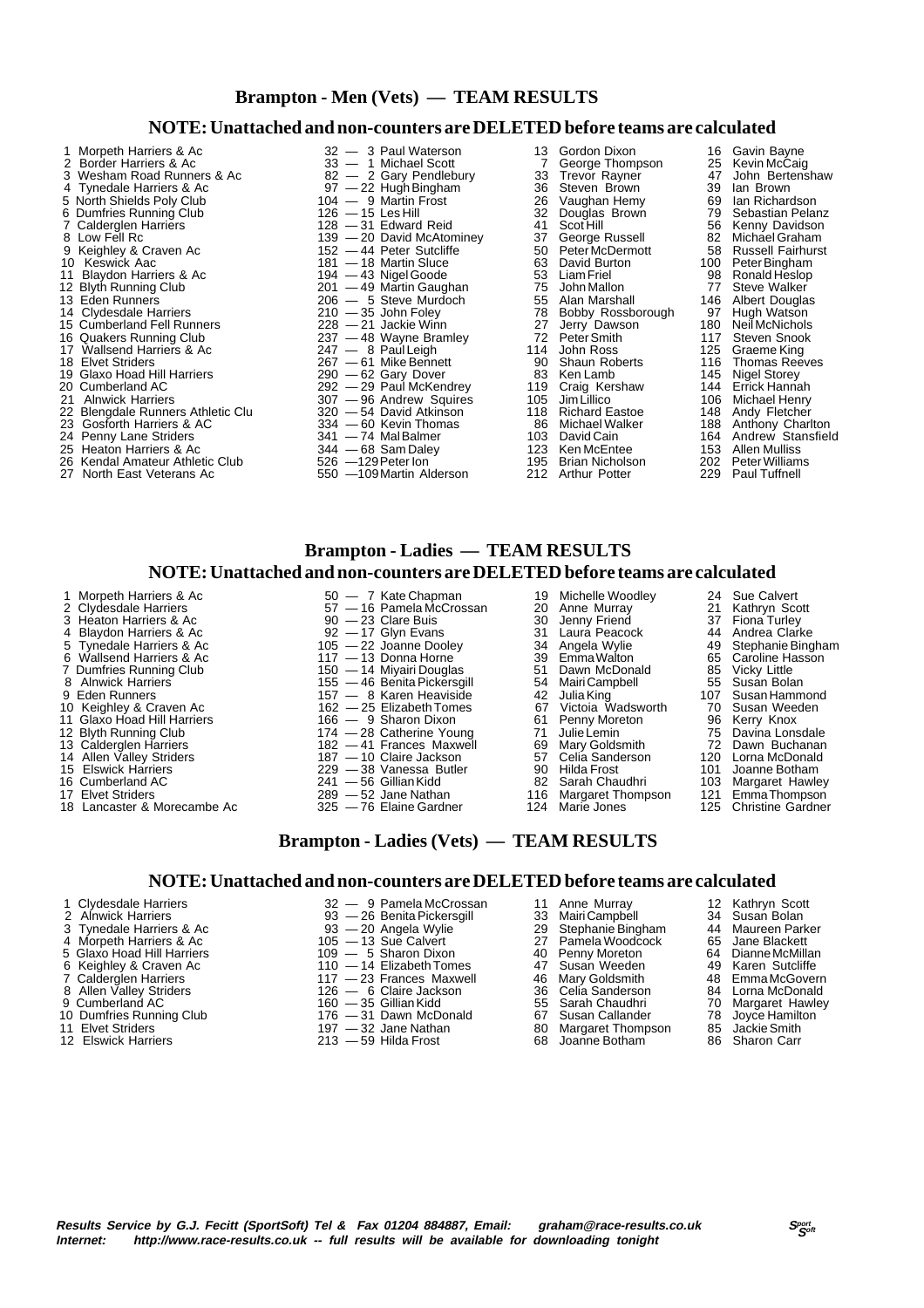## Brampton - Men (Vets) — TEAM RESULTS

### NOTE: Unattached and non-counters are DELETED before teams are calculated

| Pos | Team | Total | | | | | | |
|---|---|---|---|---|---|---|---|---|
| 1 | Morpeth Harriers & Ac | 32 | 3 | Paul Waterson | 13 | Gordon Dixon | 16 | Gavin Bayne |
| 2 | Border Harriers & Ac | 33 | 1 | Michael Scott | 7 | George Thompson | 25 | Kevin McCaig |
| 3 | Wesham Road Runners & Ac | 82 | 2 | Gary Pendlebury | 33 | Trevor Rayner | 47 | John Bertenshaw |
| 4 | Tynedale Harriers & Ac | 97 | 22 | Hugh Bingham | 36 | Steven Brown | 39 | Ian Brown |
| 5 | North Shields Poly Club | 104 | 9 | Martin Frost | 26 | Vaughan Hemy | 69 | Ian Richardson |
| 6 | Dumfries Running Club | 126 | 15 | Les Hill | 32 | Douglas Brown | 79 | Sebastian Pelanz |
| 7 | Calderglen Harriers | 128 | 31 | Edward Reid | 41 | Scot Hill | 56 | Kenny Davidson |
| 8 | Low Fell Rc | 139 | 20 | David McAtominey | 37 | George Russell | 82 | Michael Graham |
| 9 | Keighley & Craven Ac | 152 | 44 | Peter Sutcliffe | 50 | Peter McDermott | 58 | Russell Fairhurst |
| 10 | Keswick Aac | 181 | 18 | Martin Sluce | 63 | David Burton | 100 | Peter Bingham |
| 11 | Blaydon Harriers & Ac | 194 | 43 | Nigel Goode | 53 | Liam Friel | 98 | Ronald Heslop |
| 12 | Blyth Running Club | 201 | 49 | Martin Gaughan | 75 | John Mallon | 77 | Steve Walker |
| 13 | Eden Runners | 206 | 5 | Steve Murdoch | 55 | Alan Marshall | 146 | Albert Douglas |
| 14 | Clydesdale Harriers | 210 | 35 | John Foley | 78 | Bobby Rossborough | 97 | Hugh Watson |
| 15 | Cumberland Fell Runners | 228 | 21 | Jackie Winn | 27 | Jerry Dawson | 180 | Neil McNichols |
| 16 | Quakers Running Club | 237 | 48 | Wayne Bramley | 72 | Peter Smith | 117 | Steven Snook |
| 17 | Wallsend Harriers & Ac | 247 | 8 | Paul Leigh | 114 | John Ross | 125 | Graeme King |
| 18 | Elvet Striders | 267 | 61 | Mike Bennett | 90 | Shaun Roberts | 116 | Thomas Reeves |
| 19 | Glaxo Hoad Hill Harriers | 290 | 62 | Gary Dover | 83 | Ken Lamb | 145 | Nigel Storey |
| 20 | Cumberland AC | 292 | 29 | Paul McKendrey | 119 | Craig Kershaw | 144 | Errick Hannah |
| 21 | Alnwick Harriers | 307 | 96 | Andrew Squires | 105 | Jim Lillico | 106 | Michael Henry |
| 22 | Blengdale Runners Athletic Clu | 320 | 54 | David Atkinson | 118 | Richard Eastoe | 148 | Andy Fletcher |
| 23 | Gosforth Harriers & AC | 334 | 60 | Kevin Thomas | 86 | Michael Walker | 188 | Anthony Charlton |
| 24 | Penny Lane Striders | 341 | 74 | Mal Balmer | 103 | David Cain | 164 | Andrew Stansfield |
| 25 | Heaton Harriers & Ac | 344 | 68 | Sam Daley | 123 | Ken McEntee | 153 | Allen Mulliss |
| 26 | Kendal Amateur Athletic Club | 526 | 129 | Peter Ion | 195 | Brian Nicholson | 202 | Peter Williams |
| 27 | North East Veterans Ac | 550 | 109 | Martin Alderson | 212 | Arthur Potter | 229 | Paul Tuffnell |

## Brampton - Ladies — TEAM RESULTS

### NOTE: Unattached and non-counters are DELETED before teams are calculated

| Pos | Team | Total | | | | | | |
|---|---|---|---|---|---|---|---|---|
| 1 | Morpeth Harriers & Ac | 50 | 7 | Kate Chapman | 19 | Michelle Woodley | 24 | Sue Calvert |
| 2 | Clydesdale Harriers | 57 | 16 | Pamela McCrossan | 20 | Anne Murray | 21 | Kathryn Scott |
| 3 | Heaton Harriers & Ac | 90 | 23 | Clare Buis | 30 | Jenny Friend | 37 | Fiona Turley |
| 4 | Blaydon Harriers & Ac | 92 | 17 | Glyn Evans | 31 | Laura Peacock | 44 | Andrea Clarke |
| 5 | Tynedale Harriers & Ac | 105 | 22 | Joanne Dooley | 34 | Angela Wylie | 49 | Stephanie Bingham |
| 6 | Wallsend Harriers & Ac | 117 | 13 | Donna Horne | 39 | Emma Walton | 65 | Caroline Hasson |
| 7 | Dumfries Running Club | 150 | 14 | Miyairi Douglas | 51 | Dawn McDonald | 85 | Vicky Little |
| 8 | Alnwick Harriers | 155 | 46 | Benita Pickersgill | 54 | Mairi Campbell | 55 | Susan Bolan |
| 9 | Eden Runners | 157 | 8 | Karen Heaviside | 42 | Julia King | 107 | Susan Hammond |
| 10 | Keighley & Craven Ac | 162 | 25 | Elizabeth Tomes | 67 | Victoia Wadsworth | 70 | Susan Weeden |
| 11 | Glaxo Hoad Hill Harriers | 166 | 9 | Sharon Dixon | 61 | Penny Moreton | 96 | Kerry Knox |
| 12 | Blyth Running Club | 174 | 28 | Catherine Young | 71 | Julie Lemin | 75 | Davina Lonsdale |
| 13 | Calderglen Harriers | 182 | 41 | Frances Maxwell | 69 | Mary Goldsmith | 72 | Dawn Buchanan |
| 14 | Allen Valley Striders | 187 | 10 | Claire Jackson | 57 | Celia Sanderson | 120 | Lorna McDonald |
| 15 | Elswick Harriers | 229 | 38 | Vanessa Butler | 90 | Hilda Frost | 101 | Joanne Botham |
| 16 | Cumberland AC | 241 | 56 | Gillian Kidd | 82 | Sarah Chaudhri | 103 | Margaret Hawley |
| 17 | Elvet Striders | 289 | 52 | Jane Nathan | 116 | Margaret Thompson | 121 | Emma Thompson |
| 18 | Lancaster & Morecambe Ac | 325 | 76 | Elaine Gardner | 124 | Marie Jones | 125 | Christine Gardner |

## Brampton - Ladies (Vets) — TEAM RESULTS

### NOTE: Unattached and non-counters are DELETED before teams are calculated

| Pos | Team | Total | | | | | | |
|---|---|---|---|---|---|---|---|---|
| 1 | Clydesdale Harriers | 32 | 9 | Pamela McCrossan | 11 | Anne Murray | 12 | Kathryn Scott |
| 2 | Alnwick Harriers | 93 | 26 | Benita Pickersgill | 33 | Mairi Campbell | 34 | Susan Bolan |
| 3 | Tynedale Harriers & Ac | 93 | 20 | Angela Wylie | 29 | Stephanie Bingham | 44 | Maureen Parker |
| 4 | Morpeth Harriers & Ac | 105 | 13 | Sue Calvert | 27 | Pamela Woodcock | 65 | Jane Blackett |
| 5 | Glaxo Hoad Hill Harriers | 109 | 5 | Sharon Dixon | 40 | Penny Moreton | 64 | Dianne McMillan |
| 6 | Keighley & Craven Ac | 110 | 14 | Elizabeth Tomes | 47 | Susan Weeden | 49 | Karen Sutcliffe |
| 7 | Calderglen Harriers | 117 | 23 | Frances Maxwell | 46 | Mary Goldsmith | 48 | Emma McGovern |
| 8 | Allen Valley Striders | 126 | 6 | Claire Jackson | 36 | Celia Sanderson | 84 | Lorna McDonald |
| 9 | Cumberland AC | 160 | 35 | Gillian Kidd | 55 | Sarah Chaudhri | 70 | Margaret Hawley |
| 10 | Dumfries Running Club | 176 | 31 | Dawn McDonald | 67 | Susan Callander | 78 | Joyce Hamilton |
| 11 | Elvet Striders | 197 | 32 | Jane Nathan | 80 | Margaret Thompson | 85 | Jackie Smith |
| 12 | Elswick Harriers | 213 | 59 | Hilda Frost | 68 | Joanne Botham | 86 | Sharon Carr |

***Results Service by G.J. Fecitt (SportSoft) Tel & Fax 01204 884887, Email: graham@race-results.co.uk***
***Internet: http://www.race-results.co.uk -- full results will be available for downloading tonight***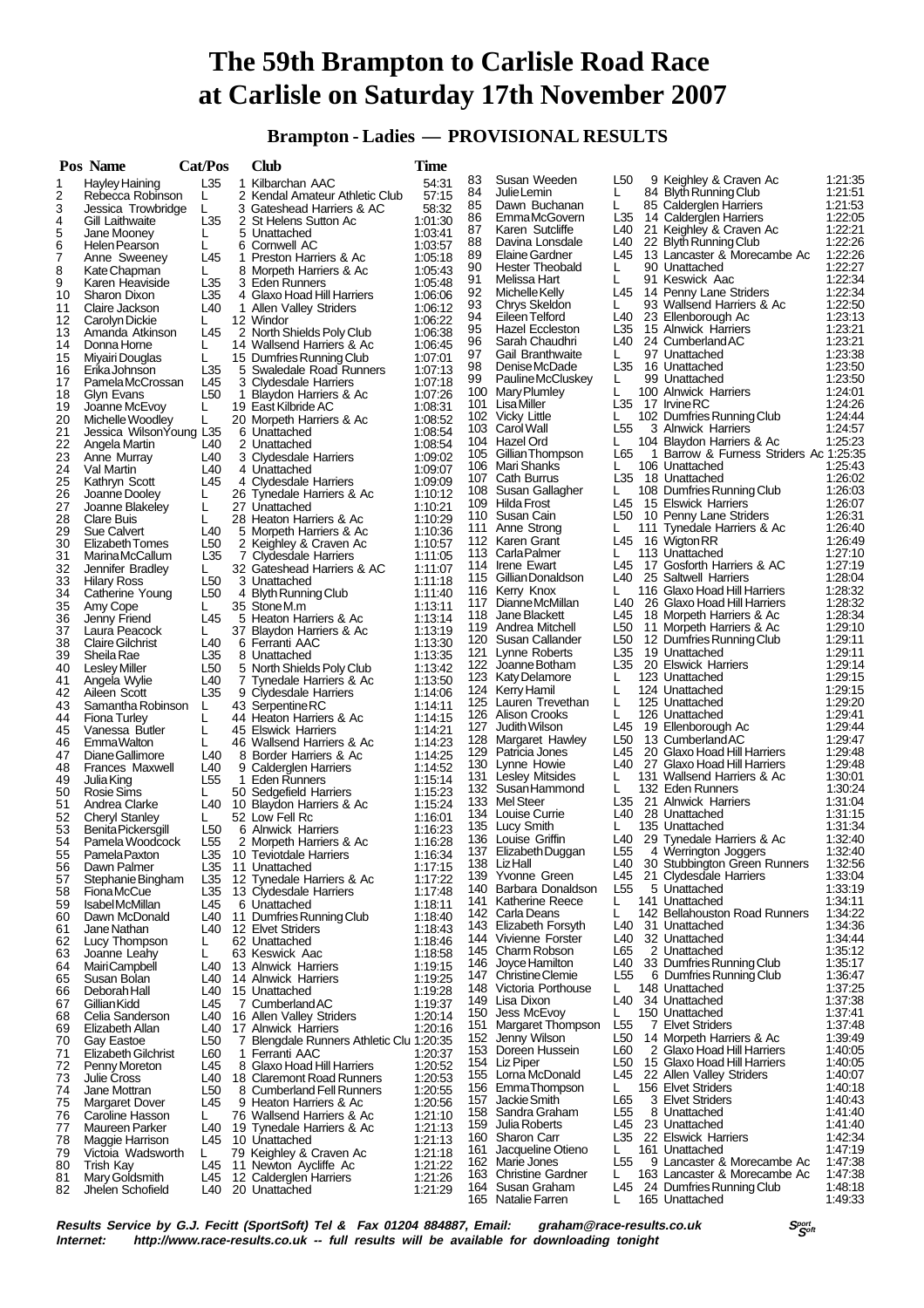# The 59th Brampton to Carlisle Road Race at Carlisle on Saturday 17th November 2007

## Brampton - Ladies — PROVISIONAL RESULTS

| Pos | Name | Cat/Pos | | Club | Time |
|---|---|---|---|---|---|
| 1 | Hayley Haining | L35 | 1 | Kilbarchan AAC | 54:31 |
| 2 | Rebecca Robinson | L | 2 | Kendal Amateur Athletic Club | 57:15 |
| 3 | Jessica Trowbridge | L | 3 | Gateshead Harriers & AC | 58:32 |
| 4 | Gill Laithwaite | L35 | 2 | St Helens Sutton Ac | 1:01:30 |
| 5 | Jane Mooney | L | 5 | Unattached | 1:03:41 |
| 6 | Helen Pearson | L | 6 | Cornwell AC | 1:03:57 |
| 7 | Anne Sweeney | L45 | 1 | Preston Harriers & Ac | 1:05:18 |
| 8 | Kate Chapman | L | 8 | Morpeth Harriers & Ac | 1:05:43 |
| 9 | Karen Heaviside | L35 | 3 | Eden Runners | 1:05:48 |
| 10 | Sharon Dixon | L35 | 4 | Glaxo Hoad Hill Harriers | 1:06:06 |
| 11 | Claire Jackson | L40 | 1 | Allen Valley Striders | 1:06:12 |
| 12 | Carolyn Dickie | L | 12 | Windor | 1:06:22 |
| 13 | Amanda Atkinson | L45 | 2 | North Shields Poly Club | 1:06:38 |
| 14 | Donna Horne | L | 14 | Wallsend Harriers & Ac | 1:06:45 |
| 15 | Miyairi Douglas | L | 15 | Dumfries Running Club | 1:07:01 |
| 16 | Erika Johnson | L35 | 5 | Swaledale Road Runners | 1:07:13 |
| 17 | Pamela McCrossan | L45 | 3 | Clydesdale Harriers | 1:07:18 |
| 18 | Glyn Evans | L50 | 1 | Blaydon Harriers & Ac | 1:07:26 |
| 19 | Joanne McEvoy | L | 19 | East Kilbride AC | 1:08:31 |
| 20 | Michelle Woodley | L | 20 | Morpeth Harriers & Ac | 1:08:52 |
| 21 | Jessica WilsonYoung | L35 | 6 | Unattached | 1:08:54 |
| 22 | Angela Martin | L40 | 2 | Unattached | 1:08:54 |
| 23 | Anne Murray | L40 | 3 | Clydesdale Harriers | 1:09:02 |
| 24 | Val Martin | L40 | 4 | Unattached | 1:09:07 |
| 25 | Kathryn Scott | L45 | 4 | Clydesdale Harriers | 1:09:09 |
| 26 | Joanne Dooley | L | 26 | Tynedale Harriers & Ac | 1:10:12 |
| 27 | Joanne Blakeley | L | 27 | Unattached | 1:10:21 |
| 28 | Clare Buis | L | 28 | Heaton Harriers & Ac | 1:10:29 |
| 29 | Sue Calvert | L40 | 5 | Morpeth Harriers & Ac | 1:10:36 |
| 30 | Elizabeth Tomes | L50 | 2 | Keighley & Craven Ac | 1:10:57 |
| 31 | Marina McCallum | L35 | 7 | Clydesdale Harriers | 1:11:05 |
| 32 | Jennifer Bradley | L | 32 | Gateshead Harriers & AC | 1:11:07 |
| 33 | Hilary Ross | L50 | 3 | Unattached | 1:11:18 |
| 34 | Catherine Young | L50 | 4 | Blyth Running Club | 1:11:40 |
| 35 | Amy Cope | L | 35 | Stone M.m | 1:13:11 |
| 36 | Jenny Friend | L45 | 5 | Heaton Harriers & Ac | 1:13:14 |
| 37 | Laura Peacock | L | 37 | Blaydon Harriers & Ac | 1:13:19 |
| 38 | Claire Gilchrist | L40 | 6 | Ferranti AAC | 1:13:30 |
| 39 | Sheila Rae | L35 | 8 | Unattached | 1:13:35 |
| 40 | Lesley Miller | L50 | 5 | North Shields Poly Club | 1:13:42 |
| 41 | Angela Wylie | L40 | 7 | Tynedale Harriers & Ac | 1:13:50 |
| 42 | Aileen Scott | L35 | 9 | Clydesdale Harriers | 1:14:06 |
| 43 | Samantha Robinson | L | 43 | Serpentine RC | 1:14:11 |
| 44 | Fiona Turley | L | 44 | Heaton Harriers & Ac | 1:14:15 |
| 45 | Vanessa Butler | L | 45 | Elswick Harriers | 1:14:21 |
| 46 | Emma Walton | L | 46 | Wallsend Harriers & Ac | 1:14:23 |
| 47 | Diane Gallimore | L40 | 8 | Border Harriers & Ac | 1:14:25 |
| 48 | Frances Maxwell | L40 | 9 | Calderglen Harriers | 1:14:52 |
| 49 | Julia King | L55 | 1 | Eden Runners | 1:15:14 |
| 50 | Rosie Sims | L | 50 | Sedgefield Harriers | 1:15:23 |
| 51 | Andrea Clarke | L40 | 10 | Blaydon Harriers & Ac | 1:15:24 |
| 52 | Cheryl Stanley | L | 52 | Low Fell Rc | 1:16:01 |
| 53 | Benita Pickersgill | L50 | 6 | Alnwick Harriers | 1:16:23 |
| 54 | Pamela Woodcock | L55 | 2 | Morpeth Harriers & Ac | 1:16:28 |
| 55 | Pamela Paxton | L35 | 10 | Teviotdale Harriers | 1:16:34 |
| 56 | Dawn Palmer | L35 | 11 | Unattached | 1:17:15 |
| 57 | Stephanie Bingham | L35 | 12 | Tynedale Harriers & Ac | 1:17:22 |
| 58 | Fiona McCue | L35 | 13 | Clydesdale Harriers | 1:17:48 |
| 59 | Isabel McMillan | L45 | 6 | Unattached | 1:18:11 |
| 60 | Dawn McDonald | L40 | 11 | Dumfries Running Club | 1:18:40 |
| 61 | Jane Nathan | L40 | 12 | Elvet Striders | 1:18:43 |
| 62 | Lucy Thompson | L | 62 | Unattached | 1:18:46 |
| 63 | Joanne Leahy | L | 63 | Keswick Aac | 1:18:58 |
| 64 | Mairi Campbell | L40 | 13 | Alnwick Harriers | 1:19:15 |
| 65 | Susan Bolan | L40 | 14 | Alnwick Harriers | 1:19:25 |
| 66 | Deborah Hall | L40 | 15 | Unattached | 1:19:28 |
| 67 | Gillian Kidd | L45 | 7 | Cumberland AC | 1:19:37 |
| 68 | Celia Sanderson | L40 | 16 | Allen Valley Striders | 1:20:14 |
| 69 | Elizabeth Allan | L40 | 17 | Alnwick Harriers | 1:20:16 |
| 70 | Gay Eastoe | L50 | 7 | Blengdale Runners Athletic Clu | 1:20:35 |
| 71 | Elizabeth Gilchrist | L60 | 1 | Ferranti AAC | 1:20:37 |
| 72 | Penny Moreton | L45 | 8 | Glaxo Hoad Hill Harriers | 1:20:52 |
| 73 | Julie Cross | L40 | 18 | Claremont Road Runners | 1:20:53 |
| 74 | Jane Mottran | L50 | 8 | Cumberland Fell Runners | 1:20:55 |
| 75 | Margaret Dover | L45 | 9 | Heaton Harriers & Ac | 1:20:56 |
| 76 | Caroline Hasson | L | 76 | Wallsend Harriers & Ac | 1:21:10 |
| 77 | Maureen Parker | L40 | 19 | Tynedale Harriers & Ac | 1:21:13 |
| 78 | Maggie Harrison | L45 | 10 | Unattached | 1:21:13 |
| 79 | Victoia Wadsworth | L | 79 | Keighley & Craven Ac | 1:21:18 |
| 80 | Trish Kay | L45 | 11 | Newton Aycliffe Ac | 1:21:22 |
| 81 | Mary Goldsmith | L45 | 12 | Calderglen Harriers | 1:21:26 |
| 82 | Jhelen Schofield | L40 | 20 | Unattached | 1:21:29 |
| 83 | Susan Weeden | L50 | 9 | Keighley & Craven Ac | 1:21:35 |
| 84 | Julie Lemin | L | 84 | Blyth Running Club | 1:21:51 |
| 85 | Dawn Buchanan | L | 85 | Calderglen Harriers | 1:21:53 |
| 86 | Emma McGovern | L35 | 14 | Calderglen Harriers | 1:22:05 |
| 87 | Karen Sutcliffe | L40 | 21 | Keighley & Craven Ac | 1:22:21 |
| 88 | Davina Lonsdale | L40 | 22 | Blyth Running Club | 1:22:26 |
| 89 | Elaine Gardner | L45 | 13 | Lancaster & Morecambe Ac | 1:22:26 |
| 90 | Hester Theobald | L | 90 | Unattached | 1:22:27 |
| 91 | Melissa Hart | L | 91 | Keswick Aac | 1:22:34 |
| 92 | Michelle Kelly | L45 | 14 | Penny Lane Striders | 1:22:34 |
| 93 | Chrys Skeldon | L | 93 | Wallsend Harriers & Ac | 1:22:50 |
| 94 | Eileen Telford | L40 | 23 | Ellenborough Ac | 1:23:13 |
| 95 | Hazel Eccleston | L35 | 15 | Alnwick Harriers | 1:23:21 |
| 96 | Sarah Chaudhri | L40 | 24 | Cumberland AC | 1:23:21 |
| 97 | Gail Branthwaite | L | 97 | Unattached | 1:23:38 |
| 98 | Denise McDade | L35 | 16 | Unattached | 1:23:50 |
| 99 | Pauline McCluskey | L | 99 | Unattached | 1:23:50 |
| 100 | Mary Plumley | L | 100 | Alnwick Harriers | 1:24:01 |
| 101 | Lisa Miller | L35 | 17 | Irvine RC | 1:24:26 |
| 102 | Vicky Little | L | 102 | Dumfries Running Club | 1:24:44 |
| 103 | Carol Wall | L55 | 3 | Alnwick Harriers | 1:24:57 |
| 104 | Hazel Ord | L | 104 | Blaydon Harriers & Ac | 1:25:23 |
| 105 | Gillian Thompson | L65 | 1 | Barrow & Furness Striders Ac | 1:25:35 |
| 106 | Mari Shanks | L | 106 | Unattached | 1:25:43 |
| 107 | Cath Burrus | L35 | 18 | Unattached | 1:26:02 |
| 108 | Susan Gallagher | L | 108 | Dumfries Running Club | 1:26:03 |
| 109 | Hilda Frost | L45 | 15 | Elswick Harriers | 1:26:07 |
| 110 | Susan Cain | L50 | 10 | Penny Lane Striders | 1:26:31 |
| 111 | Anne Strong | L | 111 | Tynedale Harriers & Ac | 1:26:40 |
| 112 | Karen Grant | L45 | 16 | Wigton RR | 1:26:49 |
| 113 | Carla Palmer | L | 113 | Unattached | 1:27:10 |
| 114 | Irene Ewart | L45 | 17 | Gosforth Harriers & AC | 1:27:19 |
| 115 | Gillian Donaldson | L40 | 25 | Saltwell Harriers | 1:28:04 |
| 116 | Kerry Knox | L | 116 | Glaxo Hoad Hill Harriers | 1:28:32 |
| 117 | Dianne McMillan | L40 | 26 | Glaxo Hoad Hill Harriers | 1:28:32 |
| 118 | Jane Blackett | L45 | 18 | Morpeth Harriers & Ac | 1:28:34 |
| 119 | Andrea Mitchell | L50 | 11 | Morpeth Harriers & Ac | 1:29:10 |
| 120 | Susan Callander | L50 | 12 | Dumfries Running Club | 1:29:11 |
| 121 | Lynne Roberts | L35 | 19 | Unattached | 1:29:11 |
| 122 | Joanne Botham | L35 | 20 | Elswick Harriers | 1:29:14 |
| 123 | Katy Delamore | L | 123 | Unattached | 1:29:15 |
| 124 | Kerry Hamil | L | 124 | Unattached | 1:29:15 |
| 125 | Lauren Trevethan | L | 125 | Unattached | 1:29:20 |
| 126 | Alison Crooks | L | 126 | Unattached | 1:29:41 |
| 127 | Judith Wilson | L45 | 19 | Ellenborough Ac | 1:29:44 |
| 128 | Margaret Hawley | L50 | 13 | Cumberland AC | 1:29:47 |
| 129 | Patricia Jones | L45 | 20 | Glaxo Hoad Hill Harriers | 1:29:48 |
| 130 | Lynn Howie | L40 | 27 | Glaxo Hoad Hill Harriers | 1:29:48 |
| 131 | Lesley Mitsides | L | 131 | Wallsend Harriers & Ac | 1:30:01 |
| 132 | Susan Hammond | L | 132 | Eden Runners | 1:30:24 |
| 133 | Mel Steer | L35 | 21 | Alnwick Harriers | 1:31:04 |
| 134 | Louise Currie | L40 | 28 | Unattached | 1:31:15 |
| 135 | Lucy Smith | L | 135 | Unattached | 1:31:34 |
| 136 | Louise Griffin | L40 | 29 | Tynedale Harriers & Ac | 1:32:40 |
| 137 | Elizabeth Duggan | L55 | 4 | Werrington Joggers | 1:32:40 |
| 138 | Liz Hall | L40 | 30 | Stubbington Green Runners | 1:32:56 |
| 139 | Yvonne Green | L45 | 21 | Clydesdale Harriers | 1:33:04 |
| 140 | Barbara Donaldson | L55 | 5 | Unattached | 1:33:19 |
| 141 | Katherine Reece | L | 141 | Unattached | 1:34:11 |
| 142 | Carla Deans | L | 142 | Bellahouston Road Runners | 1:34:22 |
| 143 | Elizabeth Forsyth | L40 | 31 | Unattached | 1:34:36 |
| 144 | Vivienne Forster | L40 | 32 | Unattached | 1:34:44 |
| 145 | Charm Robson | L65 | 2 | Unattached | 1:35:12 |
| 146 | Joyce Hamilton | L40 | 33 | Dumfries Running Club | 1:35:17 |
| 147 | Christine Clemie | L55 | 6 | Dumfries Running Club | 1:36:47 |
| 148 | Victoria Porthouse | L | 148 | Unattached | 1:37:25 |
| 149 | Lisa Dixon | L40 | 34 | Unattached | 1:37:38 |
| 150 | Jess McEvoy | L | 150 | Unattached | 1:37:41 |
| 151 | Margaret Thompson | L55 | 7 | Elvet Striders | 1:37:48 |
| 152 | Jenny Wilson | L50 | 14 | Morpeth Harriers & Ac | 1:39:49 |
| 153 | Doreen Hussein | L60 | 2 | Glaxo Hoad Hill Harriers | 1:40:05 |
| 154 | Liz Piper | L50 | 15 | Glaxo Hoad Hill Harriers | 1:40:05 |
| 155 | Lorna McDonald | L45 | 22 | Allen Valley Striders | 1:40:07 |
| 156 | Emma Thompson | L | 156 | Elvet Striders | 1:40:18 |
| 157 | Jackie Smith | L65 | 3 | Elvet Striders | 1:40:43 |
| 158 | Sandra Graham | L55 | 8 | Unattached | 1:41:40 |
| 159 | Julia Roberts | L45 | 23 | Unattached | 1:41:40 |
| 160 | Sharon Carr | L35 | 22 | Elswick Harriers | 1:42:34 |
| 161 | Jacqueline Otieno | L | 161 | Unattached | 1:47:19 |
| 162 | Marie Jones | L55 | 9 | Lancaster & Morecambe Ac | 1:47:38 |
| 163 | Christine Gardner | L | 163 | Lancaster & Morecambe Ac | 1:47:38 |
| 164 | Susan Graham | L45 | 24 | Dumfries Running Club | 1:48:18 |
| 165 | Natalie Farren | L | 165 | Unattached | 1:49:33 |

***Results Service by G.J. Fecitt (SportSoft) Tel & Fax 01204 884887, Email: graham@race-results.co.uk***
***Internet: http://www.race-results.co.uk -- full results will be available for downloading tonight***